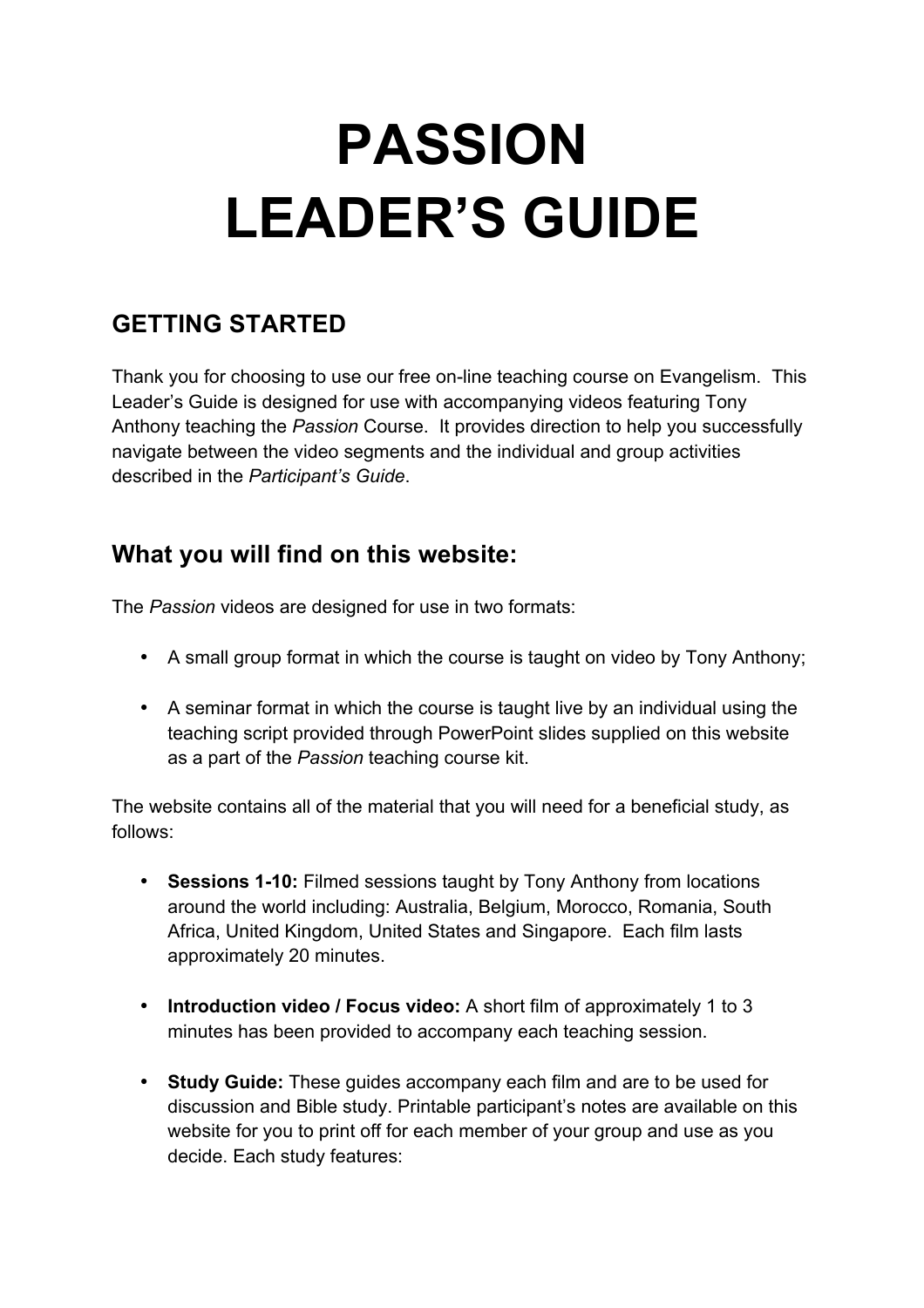# PASSION
# LEADER'S GUIDE

## GETTING STARTED

Thank you for choosing to use our free on-line teaching course on Evangelism. This Leader's Guide is designed for use with accompanying videos featuring Tony Anthony teaching the *Passion* Course. It provides direction to help you successfully navigate between the video segments and the individual and group activities described in the *Participant's Guide*.

## What you will find on this website:

The *Passion* videos are designed for use in two formats:

- A small group format in which the course is taught on video by Tony Anthony;
- A seminar format in which the course is taught live by an individual using the teaching script provided through PowerPoint slides supplied on this website as a part of the *Passion* teaching course kit.

The website contains all of the material that you will need for a beneficial study, as follows:

- **Sessions 1-10:** Filmed sessions taught by Tony Anthony from locations around the world including: Australia, Belgium, Morocco, Romania, South Africa, United Kingdom, United States and Singapore. Each film lasts approximately 20 minutes.
- **Introduction video / Focus video:** A short film of approximately 1 to 3 minutes has been provided to accompany each teaching session.
- **Study Guide:** These guides accompany each film and are to be used for discussion and Bible study. Printable participant's notes are available on this website for you to print off for each member of your group and use as you decide. Each study features: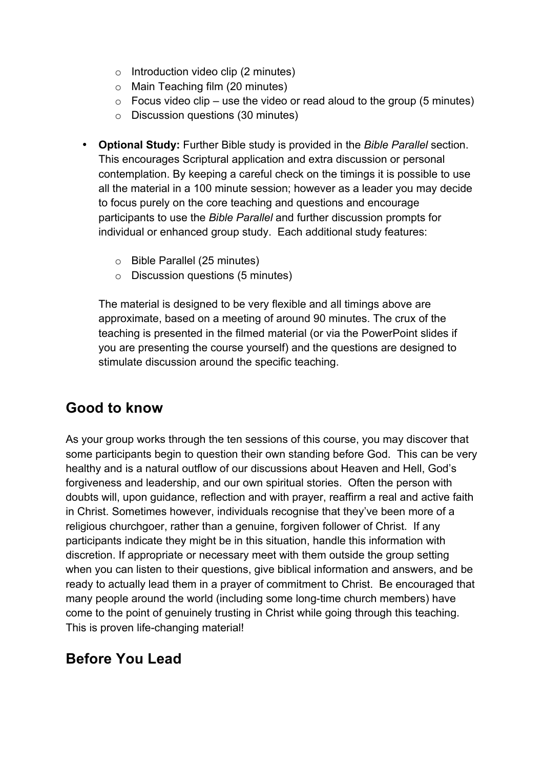- Introduction video clip (2 minutes)
  - Main Teaching film (20 minutes)
  - Focus video clip – use the video or read aloud to the group (5 minutes)
  - Discussion questions (30 minutes)

- **Optional Study:** Further Bible study is provided in the *Bible Parallel* section. This encourages Scriptural application and extra discussion or personal contemplation. By keeping a careful check on the timings it is possible to use all the material in a 100 minute session; however as a leader you may decide to focus purely on the core teaching and questions and encourage participants to use the *Bible Parallel* and further discussion prompts for individual or enhanced group study. Each additional study features:

  - Bible Parallel (25 minutes)
  - Discussion questions (5 minutes)

  The material is designed to be very flexible and all timings above are approximate, based on a meeting of around 90 minutes. The crux of the teaching is presented in the filmed material (or via the PowerPoint slides if you are presenting the course yourself) and the questions are designed to stimulate discussion around the specific teaching.

## Good to know

As your group works through the ten sessions of this course, you may discover that some participants begin to question their own standing before God. This can be very healthy and is a natural outflow of our discussions about Heaven and Hell, God's forgiveness and leadership, and our own spiritual stories. Often the person with doubts will, upon guidance, reflection and with prayer, reaffirm a real and active faith in Christ. Sometimes however, individuals recognise that they've been more of a religious churchgoer, rather than a genuine, forgiven follower of Christ. If any participants indicate they might be in this situation, handle this information with discretion. If appropriate or necessary meet with them outside the group setting when you can listen to their questions, give biblical information and answers, and be ready to actually lead them in a prayer of commitment to Christ. Be encouraged that many people around the world (including some long-time church members) have come to the point of genuinely trusting in Christ while going through this teaching. This is proven life-changing material!

## Before You Lead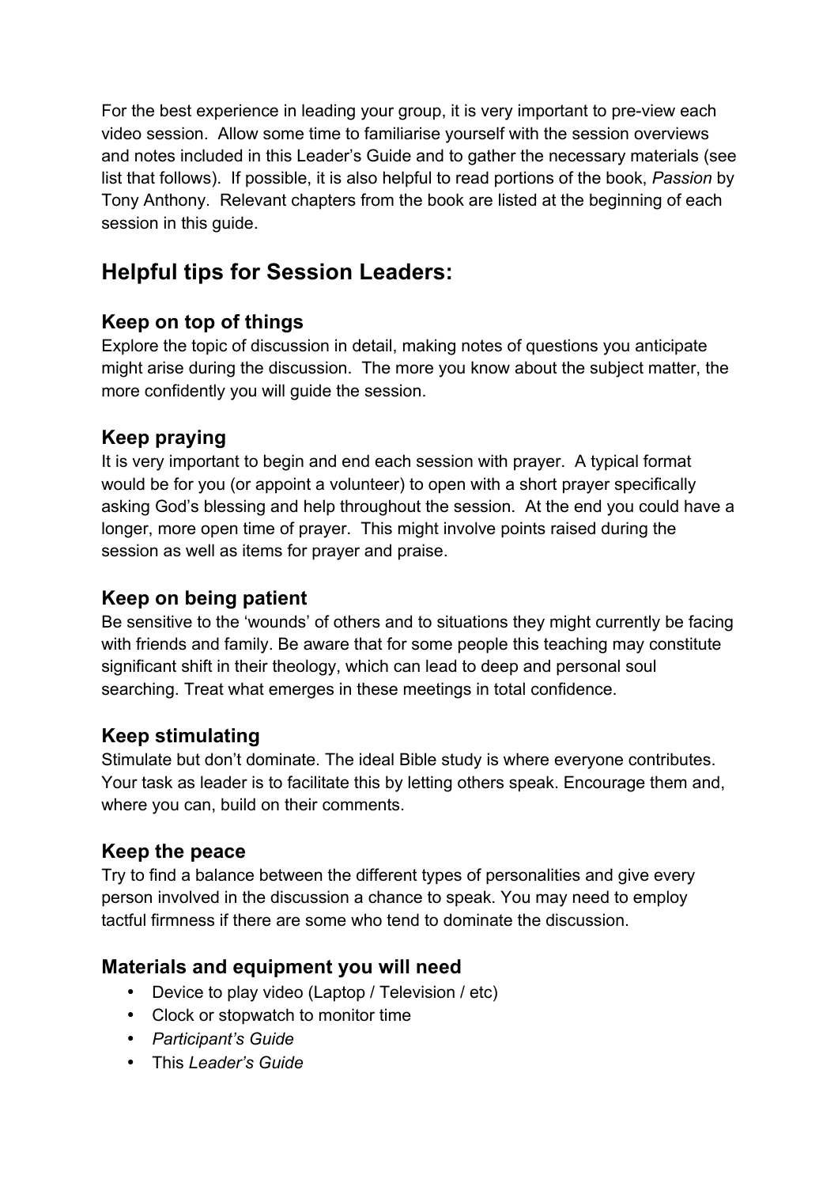For the best experience in leading your group, it is very important to pre-view each video session. Allow some time to familiarise yourself with the session overviews and notes included in this Leader's Guide and to gather the necessary materials (see list that follows). If possible, it is also helpful to read portions of the book, *Passion* by Tony Anthony. Relevant chapters from the book are listed at the beginning of each session in this guide.

## Helpful tips for Session Leaders:

### Keep on top of things

Explore the topic of discussion in detail, making notes of questions you anticipate might arise during the discussion. The more you know about the subject matter, the more confidently you will guide the session.

### Keep praying

It is very important to begin and end each session with prayer. A typical format would be for you (or appoint a volunteer) to open with a short prayer specifically asking God's blessing and help throughout the session. At the end you could have a longer, more open time of prayer. This might involve points raised during the session as well as items for prayer and praise.

### Keep on being patient

Be sensitive to the 'wounds' of others and to situations they might currently be facing with friends and family. Be aware that for some people this teaching may constitute significant shift in their theology, which can lead to deep and personal soul searching. Treat what emerges in these meetings in total confidence.

### Keep stimulating

Stimulate but don't dominate. The ideal Bible study is where everyone contributes. Your task as leader is to facilitate this by letting others speak. Encourage them and, where you can, build on their comments.

### Keep the peace

Try to find a balance between the different types of personalities and give every person involved in the discussion a chance to speak. You may need to employ tactful firmness if there are some who tend to dominate the discussion.

### Materials and equipment you will need

- Device to play video (Laptop / Television / etc)
- Clock or stopwatch to monitor time
- *Participant's Guide*
- This *Leader's Guide*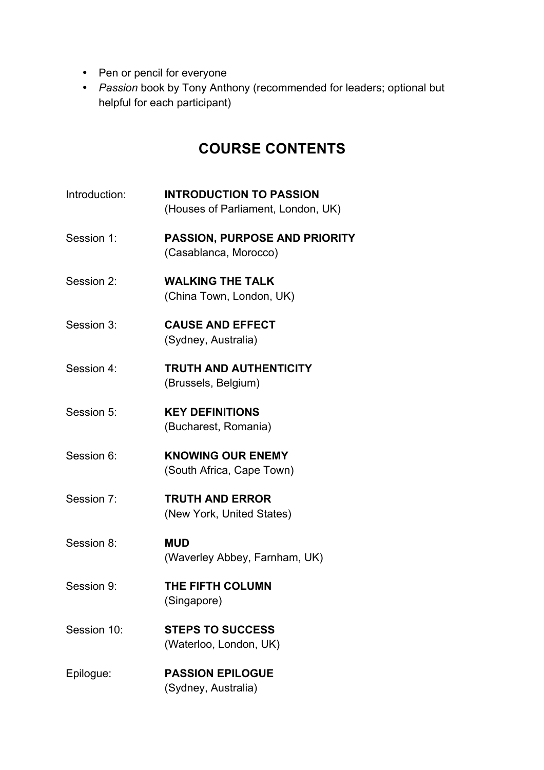- Pen or pencil for everyone
- *Passion* book by Tony Anthony (recommended for leaders; optional but helpful for each participant)

## COURSE CONTENTS

Introduction: **INTRODUCTION TO PASSION**
(Houses of Parliament, London, UK)

Session 1: **PASSION, PURPOSE AND PRIORITY**
(Casablanca, Morocco)

Session 2: **WALKING THE TALK**
(China Town, London, UK)

Session 3: **CAUSE AND EFFECT**
(Sydney, Australia)

Session 4: **TRUTH AND AUTHENTICITY**
(Brussels, Belgium)

Session 5: **KEY DEFINITIONS**
(Bucharest, Romania)

Session 6: **KNOWING OUR ENEMY**
(South Africa, Cape Town)

Session 7: **TRUTH AND ERROR**
(New York, United States)

Session 8: **MUD**
(Waverley Abbey, Farnham, UK)

Session 9: **THE FIFTH COLUMN**
(Singapore)

Session 10: **STEPS TO SUCCESS**
(Waterloo, London, UK)

Epilogue: **PASSION EPILOGUE**
(Sydney, Australia)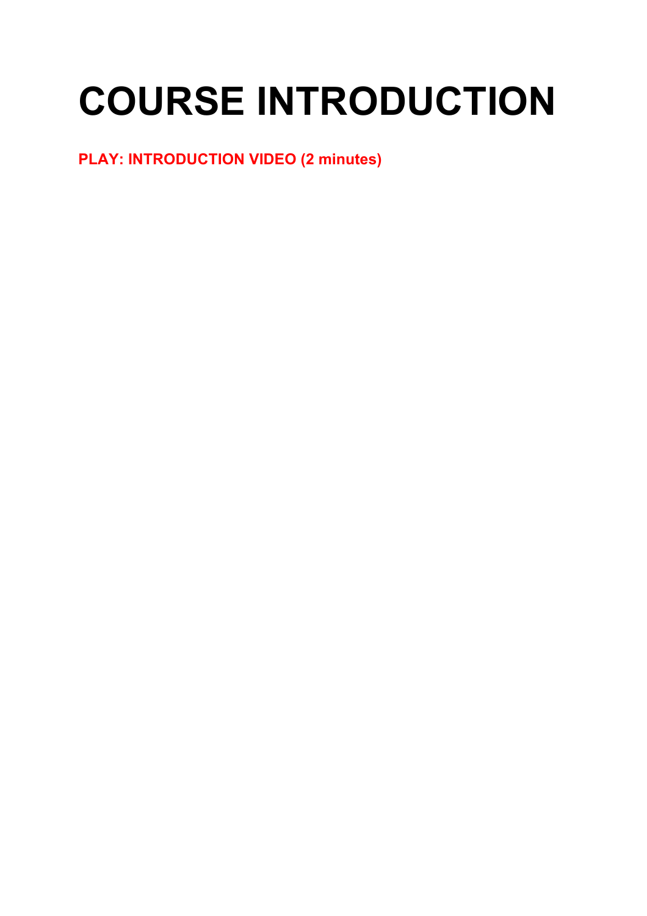# COURSE INTRODUCTION

**PLAY: INTRODUCTION VIDEO (2 minutes)**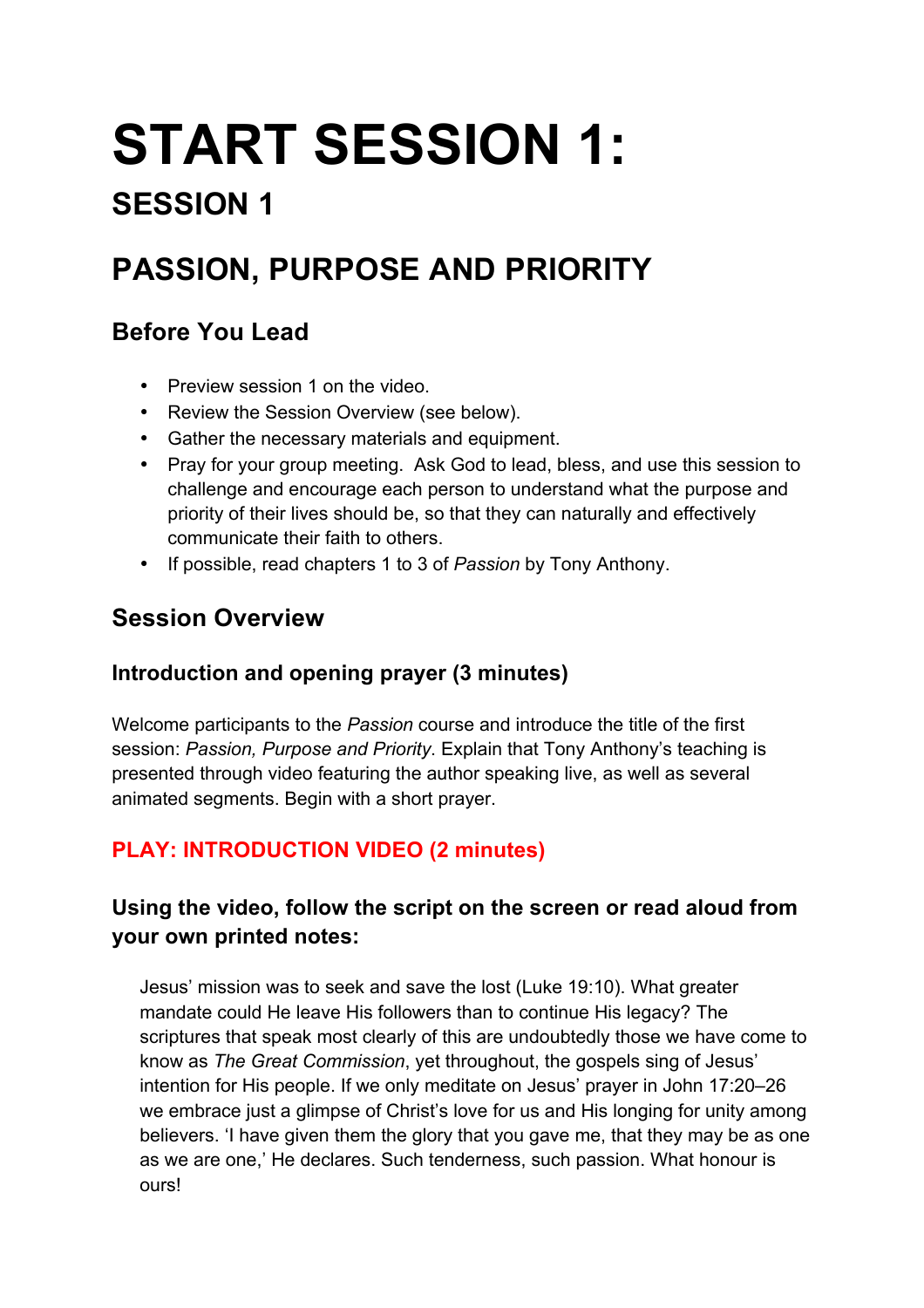# START SESSION 1:

## SESSION 1

## PASSION, PURPOSE AND PRIORITY

### Before You Lead

- Preview session 1 on the video.
- Review the Session Overview (see below).
- Gather the necessary materials and equipment.
- Pray for your group meeting. Ask God to lead, bless, and use this session to challenge and encourage each person to understand what the purpose and priority of their lives should be, so that they can naturally and effectively communicate their faith to others.
- If possible, read chapters 1 to 3 of *Passion* by Tony Anthony.

### Session Overview

#### Introduction and opening prayer (3 minutes)

Welcome participants to the *Passion* course and introduce the title of the first session: *Passion, Purpose and Priority*. Explain that Tony Anthony's teaching is presented through video featuring the author speaking live, as well as several animated segments. Begin with a short prayer.

#### PLAY: INTRODUCTION VIDEO (2 minutes)

#### Using the video, follow the script on the screen or read aloud from your own printed notes:

> Jesus' mission was to seek and save the lost (Luke 19:10). What greater mandate could He leave His followers than to continue His legacy? The scriptures that speak most clearly of this are undoubtedly those we have come to know as *The Great Commission*, yet throughout, the gospels sing of Jesus' intention for His people. If we only meditate on Jesus' prayer in John 17:20–26 we embrace just a glimpse of Christ's love for us and His longing for unity among believers. 'I have given them the glory that you gave me, that they may be as one as we are one,' He declares. Such tenderness, such passion. What honour is ours!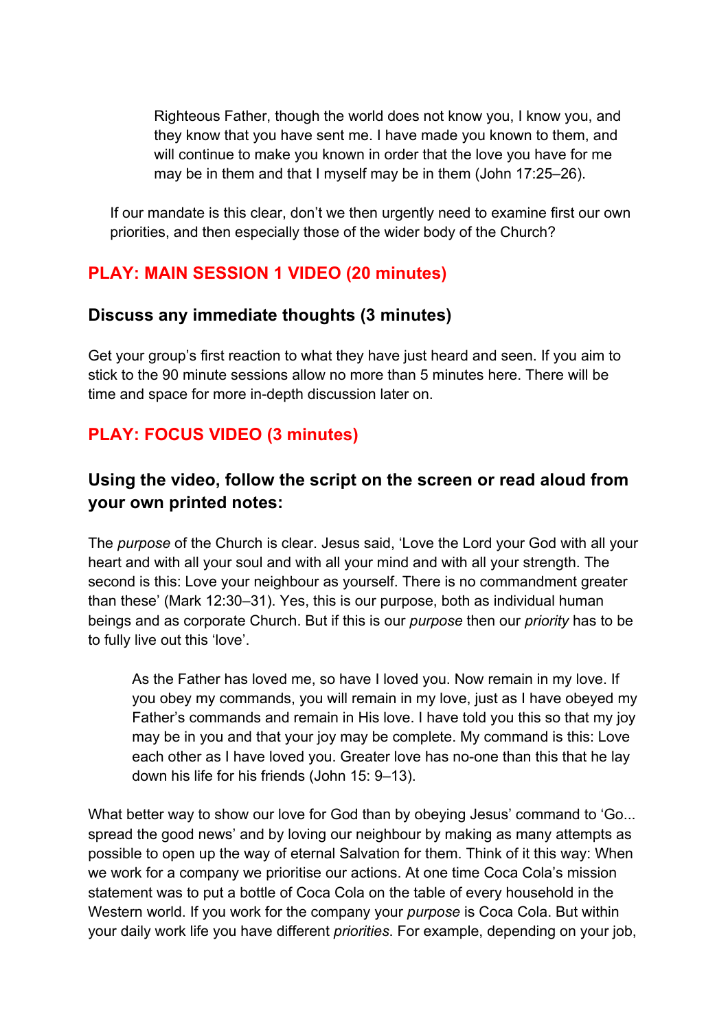> Righteous Father, though the world does not know you, I know you, and they know that you have sent me. I have made you known to them, and will continue to make you known in order that the love you have for me may be in them and that I myself may be in them (John 17:25–26).

If our mandate is this clear, don't we then urgently need to examine first our own priorities, and then especially those of the wider body of the Church?

### PLAY: MAIN SESSION 1 VIDEO (20 minutes)

### Discuss any immediate thoughts (3 minutes)

Get your group's first reaction to what they have just heard and seen. If you aim to stick to the 90 minute sessions allow no more than 5 minutes here. There will be time and space for more in-depth discussion later on.

### PLAY: FOCUS VIDEO (3 minutes)

### Using the video, follow the script on the screen or read aloud from your own printed notes:

The *purpose* of the Church is clear. Jesus said, 'Love the Lord your God with all your heart and with all your soul and with all your mind and with all your strength. The second is this: Love your neighbour as yourself. There is no commandment greater than these' (Mark 12:30–31). Yes, this is our purpose, both as individual human beings and as corporate Church. But if this is our *purpose* then our *priority* has to be to fully live out this 'love'.

> As the Father has loved me, so have I loved you. Now remain in my love. If you obey my commands, you will remain in my love, just as I have obeyed my Father's commands and remain in His love. I have told you this so that my joy may be in you and that your joy may be complete. My command is this: Love each other as I have loved you. Greater love has no-one than this that he lay down his life for his friends (John 15: 9–13).

What better way to show our love for God than by obeying Jesus' command to 'Go... spread the good news' and by loving our neighbour by making as many attempts as possible to open up the way of eternal Salvation for them. Think of it this way: When we work for a company we prioritise our actions. At one time Coca Cola's mission statement was to put a bottle of Coca Cola on the table of every household in the Western world. If you work for the company your *purpose* is Coca Cola. But within your daily work life you have different *priorities*. For example, depending on your job,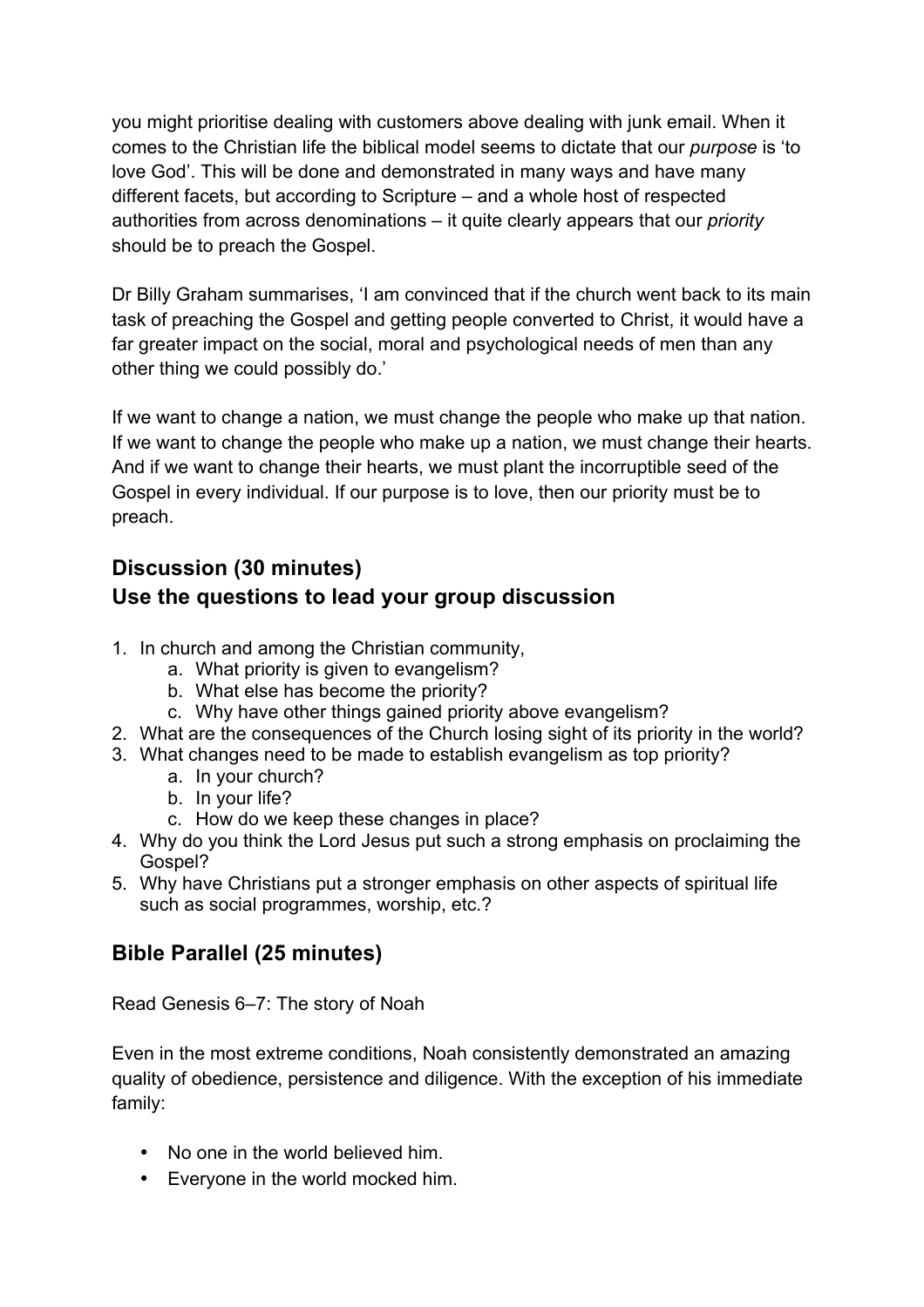you might prioritise dealing with customers above dealing with junk email. When it comes to the Christian life the biblical model seems to dictate that our *purpose* is 'to love God'. This will be done and demonstrated in many ways and have many different facets, but according to Scripture – and a whole host of respected authorities from across denominations – it quite clearly appears that our *priority* should be to preach the Gospel.

Dr Billy Graham summarises, 'I am convinced that if the church went back to its main task of preaching the Gospel and getting people converted to Christ, it would have a far greater impact on the social, moral and psychological needs of men than any other thing we could possibly do.'

If we want to change a nation, we must change the people who make up that nation. If we want to change the people who make up a nation, we must change their hearts. And if we want to change their hearts, we must plant the incorruptible seed of the Gospel in every individual. If our purpose is to love, then our priority must be to preach.

## Discussion (30 minutes)
## Use the questions to lead your group discussion

1. In church and among the Christian community,
   a. What priority is given to evangelism?
   b. What else has become the priority?
   c. Why have other things gained priority above evangelism?
2. What are the consequences of the Church losing sight of its priority in the world?
3. What changes need to be made to establish evangelism as top priority?
   a. In your church?
   b. In your life?
   c. How do we keep these changes in place?
4. Why do you think the Lord Jesus put such a strong emphasis on proclaiming the Gospel?
5. Why have Christians put a stronger emphasis on other aspects of spiritual life such as social programmes, worship, etc.?

## Bible Parallel (25 minutes)

Read Genesis 6–7: The story of Noah

Even in the most extreme conditions, Noah consistently demonstrated an amazing quality of obedience, persistence and diligence. With the exception of his immediate family:

- No one in the world believed him.
- Everyone in the world mocked him.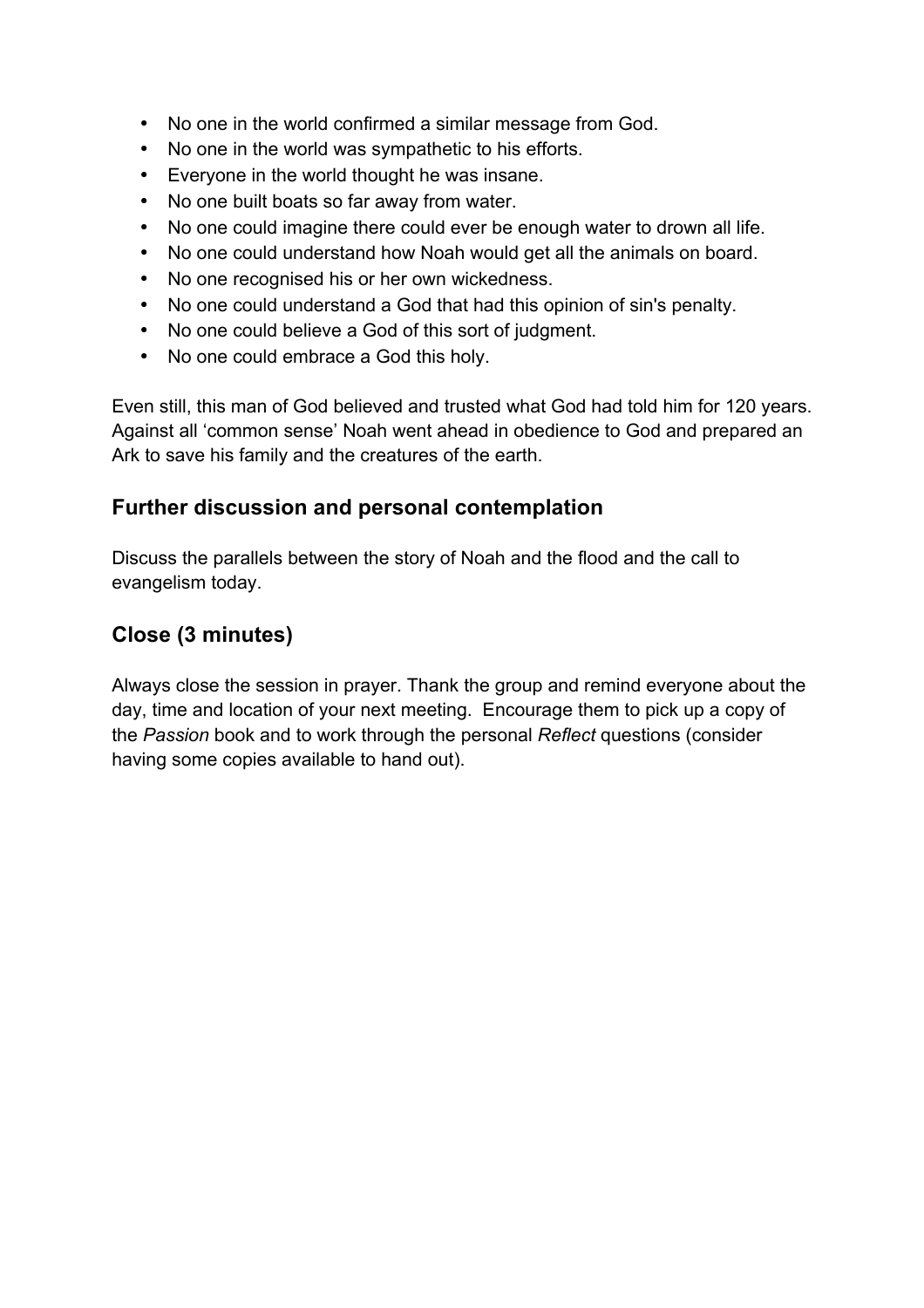- No one in the world confirmed a similar message from God.
- No one in the world was sympathetic to his efforts.
- Everyone in the world thought he was insane.
- No one built boats so far away from water.
- No one could imagine there could ever be enough water to drown all life.
- No one could understand how Noah would get all the animals on board.
- No one recognised his or her own wickedness.
- No one could understand a God that had this opinion of sin's penalty.
- No one could believe a God of this sort of judgment.
- No one could embrace a God this holy.

Even still, this man of God believed and trusted what God had told him for 120 years. Against all 'common sense' Noah went ahead in obedience to God and prepared an Ark to save his family and the creatures of the earth.

## Further discussion and personal contemplation

Discuss the parallels between the story of Noah and the flood and the call to evangelism today.

## Close (3 minutes)

Always close the session in prayer. Thank the group and remind everyone about the day, time and location of your next meeting. Encourage them to pick up a copy of the *Passion* book and to work through the personal *Reflect* questions (consider having some copies available to hand out).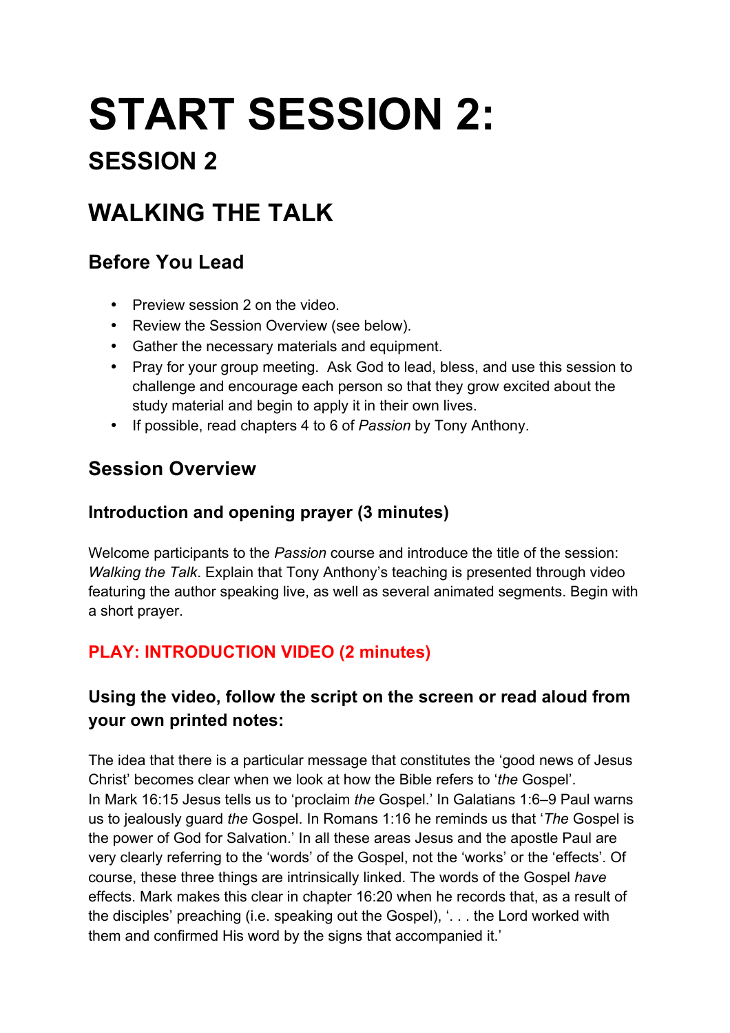# START SESSION 2:

## SESSION 2

## WALKING THE TALK

### Before You Lead

- Preview session 2 on the video.
- Review the Session Overview (see below).
- Gather the necessary materials and equipment.
- Pray for your group meeting. Ask God to lead, bless, and use this session to challenge and encourage each person so that they grow excited about the study material and begin to apply it in their own lives.
- If possible, read chapters 4 to 6 of *Passion* by Tony Anthony.

### Session Overview

#### Introduction and opening prayer (3 minutes)

Welcome participants to the *Passion* course and introduce the title of the session: *Walking the Talk*. Explain that Tony Anthony's teaching is presented through video featuring the author speaking live, as well as several animated segments. Begin with a short prayer.

#### PLAY: INTRODUCTION VIDEO (2 minutes)

#### Using the video, follow the script on the screen or read aloud from your own printed notes:

The idea that there is a particular message that constitutes the 'good news of Jesus Christ' becomes clear when we look at how the Bible refers to '*the* Gospel'. In Mark 16:15 Jesus tells us to 'proclaim *the* Gospel.' In Galatians 1:6–9 Paul warns us to jealously guard *the* Gospel. In Romans 1:16 he reminds us that '*The* Gospel is the power of God for Salvation.' In all these areas Jesus and the apostle Paul are very clearly referring to the 'words' of the Gospel, not the 'works' or the 'effects'. Of course, these three things are intrinsically linked. The words of the Gospel *have* effects. Mark makes this clear in chapter 16:20 when he records that, as a result of the disciples' preaching (i.e. speaking out the Gospel), '. . . the Lord worked with them and confirmed His word by the signs that accompanied it.'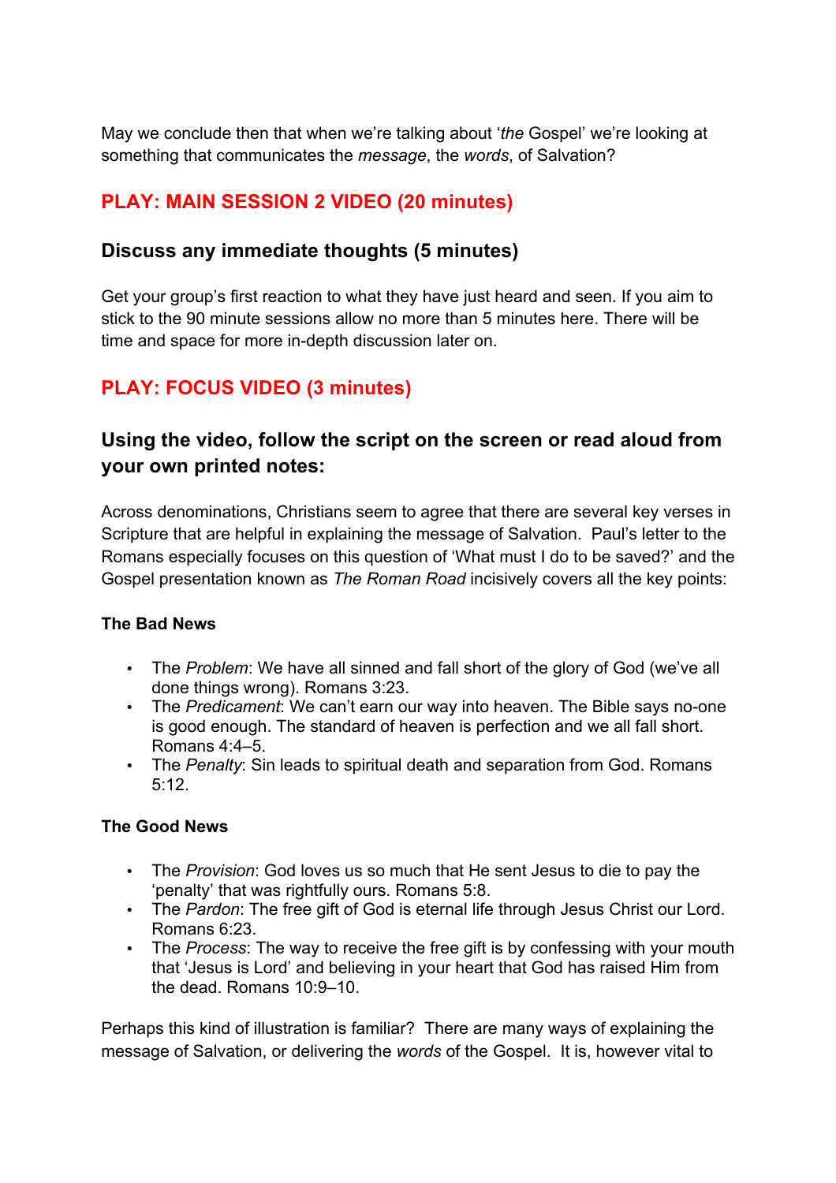May we conclude then that when we're talking about '*the* Gospel' we're looking at something that communicates the *message*, the *words*, of Salvation?

## PLAY: MAIN SESSION 2 VIDEO (20 minutes)

### Discuss any immediate thoughts (5 minutes)

Get your group's first reaction to what they have just heard and seen. If you aim to stick to the 90 minute sessions allow no more than 5 minutes here. There will be time and space for more in-depth discussion later on.

## PLAY: FOCUS VIDEO (3 minutes)

### Using the video, follow the script on the screen or read aloud from your own printed notes:

Across denominations, Christians seem to agree that there are several key verses in Scripture that are helpful in explaining the message of Salvation. Paul's letter to the Romans especially focuses on this question of 'What must I do to be saved?' and the Gospel presentation known as *The Roman Road* incisively covers all the key points:

**The Bad News**

- The *Problem*: We have all sinned and fall short of the glory of God (we've all done things wrong). Romans 3:23.
- The *Predicament*: We can't earn our way into heaven. The Bible says no-one is good enough. The standard of heaven is perfection and we all fall short. Romans 4:4–5.
- The *Penalty*: Sin leads to spiritual death and separation from God. Romans 5:12.

**The Good News**

- The *Provision*: God loves us so much that He sent Jesus to die to pay the 'penalty' that was rightfully ours. Romans 5:8.
- The *Pardon*: The free gift of God is eternal life through Jesus Christ our Lord. Romans 6:23.
- The *Process*: The way to receive the free gift is by confessing with your mouth that 'Jesus is Lord' and believing in your heart that God has raised Him from the dead. Romans 10:9–10.

Perhaps this kind of illustration is familiar? There are many ways of explaining the message of Salvation, or delivering the *words* of the Gospel. It is, however vital to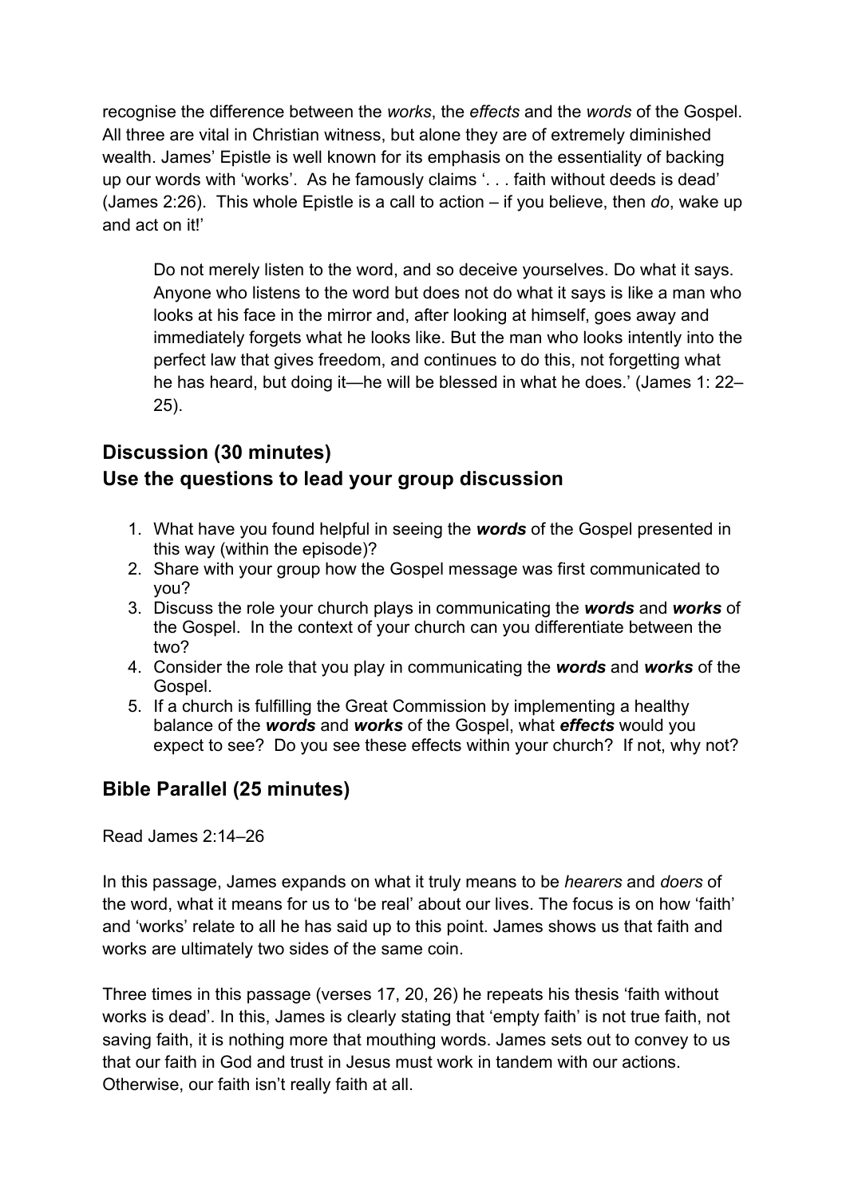recognise the difference between the *works*, the *effects* and the *words* of the Gospel. All three are vital in Christian witness, but alone they are of extremely diminished wealth. James' Epistle is well known for its emphasis on the essentiality of backing up our words with 'works'. As he famously claims '. . . faith without deeds is dead' (James 2:26). This whole Epistle is a call to action – if you believe, then *do*, wake up and act on it!'

> Do not merely listen to the word, and so deceive yourselves. Do what it says. Anyone who listens to the word but does not do what it says is like a man who looks at his face in the mirror and, after looking at himself, goes away and immediately forgets what he looks like. But the man who looks intently into the perfect law that gives freedom, and continues to do this, not forgetting what he has heard, but doing it—he will be blessed in what he does.' (James 1: 22–25).

## Discussion (30 minutes)
## Use the questions to lead your group discussion

1. What have you found helpful in seeing the ***words*** of the Gospel presented in this way (within the episode)?
2. Share with your group how the Gospel message was first communicated to you?
3. Discuss the role your church plays in communicating the ***words*** and ***works*** of the Gospel. In the context of your church can you differentiate between the two?
4. Consider the role that you play in communicating the ***words*** and ***works*** of the Gospel.
5. If a church is fulfilling the Great Commission by implementing a healthy balance of the ***words*** and ***works*** of the Gospel, what ***effects*** would you expect to see? Do you see these effects within your church? If not, why not?

## Bible Parallel (25 minutes)

Read James 2:14–26

In this passage, James expands on what it truly means to be *hearers* and *doers* of the word, what it means for us to 'be real' about our lives. The focus is on how 'faith' and 'works' relate to all he has said up to this point. James shows us that faith and works are ultimately two sides of the same coin.

Three times in this passage (verses 17, 20, 26) he repeats his thesis 'faith without works is dead'. In this, James is clearly stating that 'empty faith' is not true faith, not saving faith, it is nothing more that mouthing words. James sets out to convey to us that our faith in God and trust in Jesus must work in tandem with our actions. Otherwise, our faith isn't really faith at all.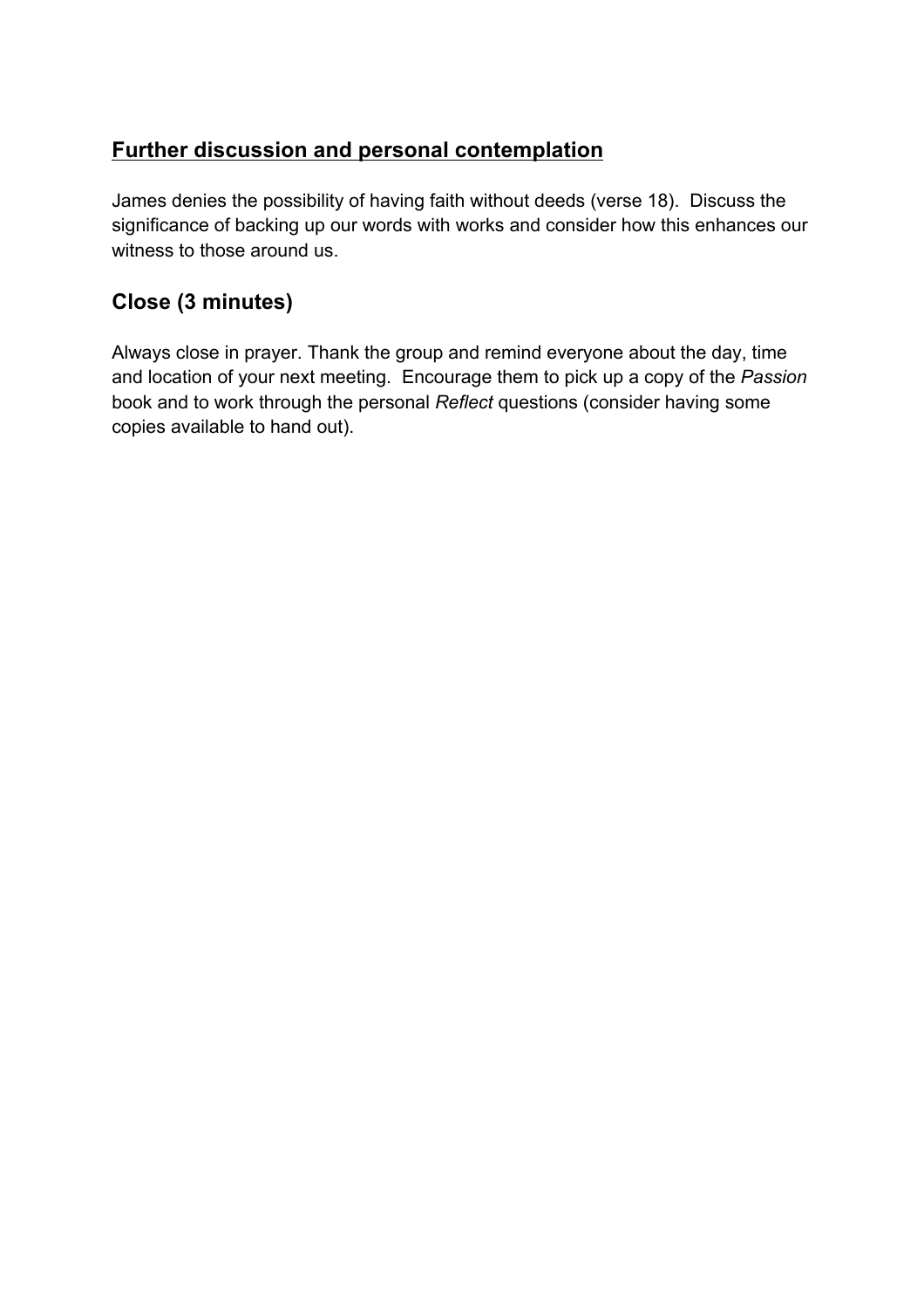## Further discussion and personal contemplation

James denies the possibility of having faith without deeds (verse 18). Discuss the significance of backing up our words with works and consider how this enhances our witness to those around us.

## Close (3 minutes)

Always close in prayer. Thank the group and remind everyone about the day, time and location of your next meeting. Encourage them to pick up a copy of the *Passion* book and to work through the personal *Reflect* questions (consider having some copies available to hand out).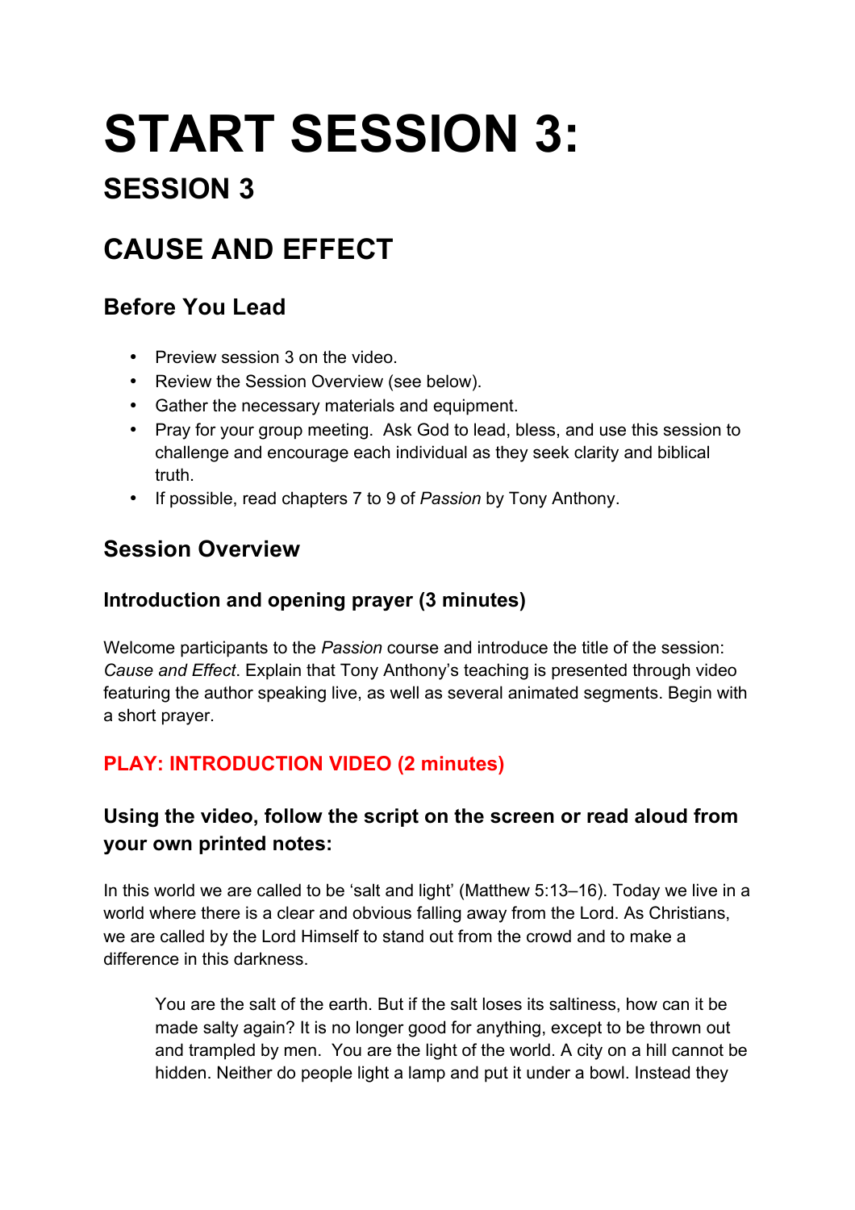# START SESSION 3:

## SESSION 3

## CAUSE AND EFFECT

### Before You Lead

- Preview session 3 on the video.
- Review the Session Overview (see below).
- Gather the necessary materials and equipment.
- Pray for your group meeting. Ask God to lead, bless, and use this session to challenge and encourage each individual as they seek clarity and biblical truth.
- If possible, read chapters 7 to 9 of *Passion* by Tony Anthony.

### Session Overview

#### Introduction and opening prayer (3 minutes)

Welcome participants to the *Passion* course and introduce the title of the session: *Cause and Effect*. Explain that Tony Anthony's teaching is presented through video featuring the author speaking live, as well as several animated segments. Begin with a short prayer.

#### PLAY: INTRODUCTION VIDEO (2 minutes)

#### Using the video, follow the script on the screen or read aloud from your own printed notes:

In this world we are called to be 'salt and light' (Matthew 5:13–16). Today we live in a world where there is a clear and obvious falling away from the Lord. As Christians, we are called by the Lord Himself to stand out from the crowd and to make a difference in this darkness.

> You are the salt of the earth. But if the salt loses its saltiness, how can it be made salty again? It is no longer good for anything, except to be thrown out and trampled by men. You are the light of the world. A city on a hill cannot be hidden. Neither do people light a lamp and put it under a bowl. Instead they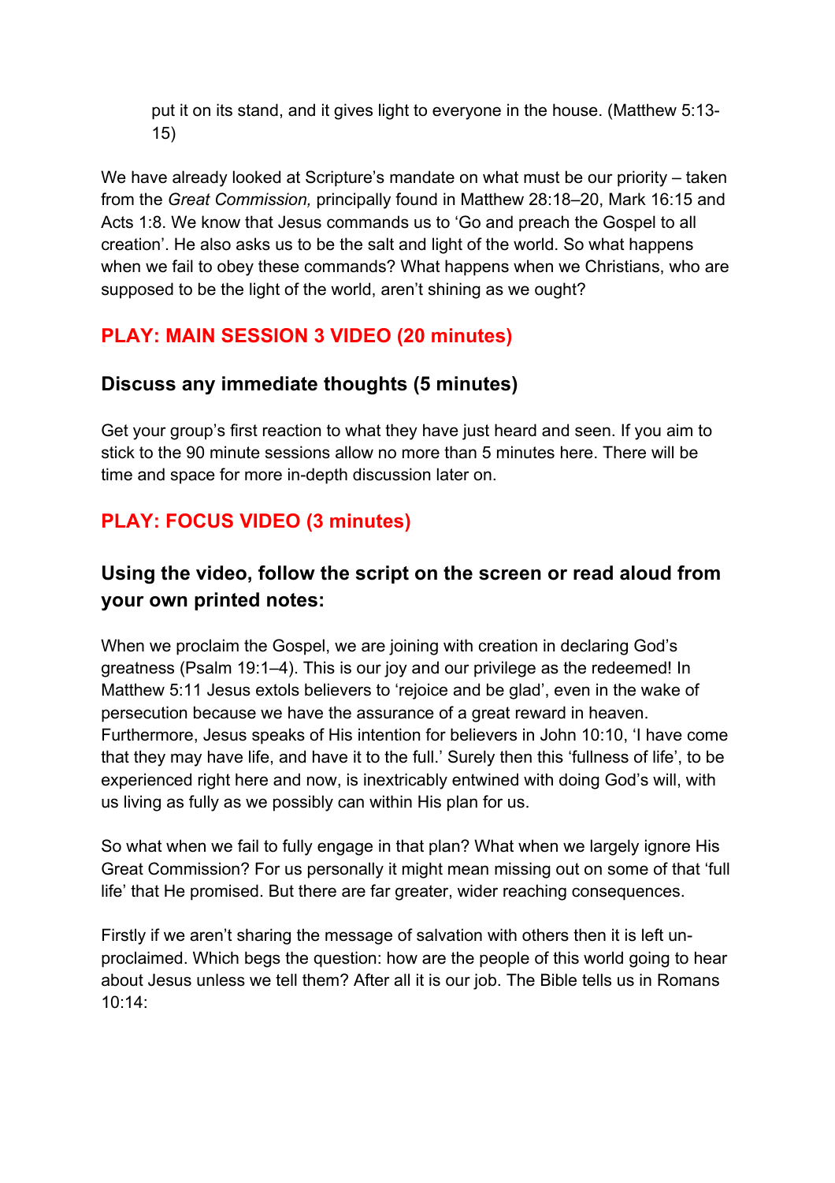> put it on its stand, and it gives light to everyone in the house. (Matthew 5:13-15)

We have already looked at Scripture's mandate on what must be our priority – taken from the *Great Commission,* principally found in Matthew 28:18–20, Mark 16:15 and Acts 1:8. We know that Jesus commands us to 'Go and preach the Gospel to all creation'. He also asks us to be the salt and light of the world. So what happens when we fail to obey these commands? What happens when we Christians, who are supposed to be the light of the world, aren't shining as we ought?

### PLAY: MAIN SESSION 3 VIDEO (20 minutes)

### Discuss any immediate thoughts (5 minutes)

Get your group's first reaction to what they have just heard and seen. If you aim to stick to the 90 minute sessions allow no more than 5 minutes here. There will be time and space for more in-depth discussion later on.

### PLAY: FOCUS VIDEO (3 minutes)

### Using the video, follow the script on the screen or read aloud from your own printed notes:

When we proclaim the Gospel, we are joining with creation in declaring God's greatness (Psalm 19:1–4). This is our joy and our privilege as the redeemed! In Matthew 5:11 Jesus extols believers to 'rejoice and be glad', even in the wake of persecution because we have the assurance of a great reward in heaven. Furthermore, Jesus speaks of His intention for believers in John 10:10, 'I have come that they may have life, and have it to the full.' Surely then this 'fullness of life', to be experienced right here and now, is inextricably entwined with doing God's will, with us living as fully as we possibly can within His plan for us.

So what when we fail to fully engage in that plan? What when we largely ignore His Great Commission? For us personally it might mean missing out on some of that 'full life' that He promised. But there are far greater, wider reaching consequences.

Firstly if we aren't sharing the message of salvation with others then it is left un-proclaimed. Which begs the question: how are the people of this world going to hear about Jesus unless we tell them? After all it is our job. The Bible tells us in Romans 10:14: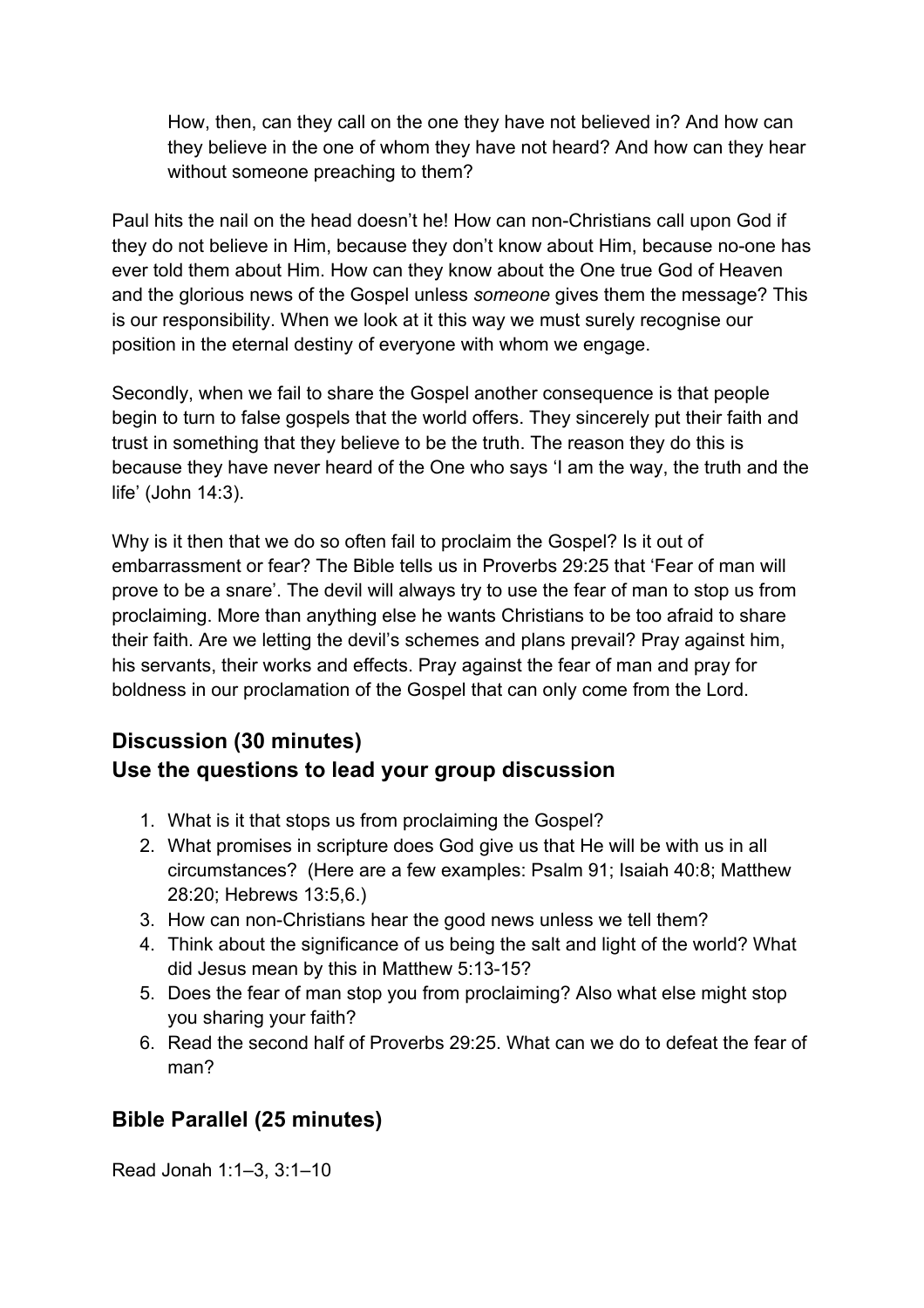> How, then, can they call on the one they have not believed in? And how can they believe in the one of whom they have not heard? And how can they hear without someone preaching to them?

Paul hits the nail on the head doesn't he! How can non-Christians call upon God if they do not believe in Him, because they don't know about Him, because no-one has ever told them about Him. How can they know about the One true God of Heaven and the glorious news of the Gospel unless *someone* gives them the message? This is our responsibility. When we look at it this way we must surely recognise our position in the eternal destiny of everyone with whom we engage.

Secondly, when we fail to share the Gospel another consequence is that people begin to turn to false gospels that the world offers. They sincerely put their faith and trust in something that they believe to be the truth. The reason they do this is because they have never heard of the One who says 'I am the way, the truth and the life' (John 14:3).

Why is it then that we do so often fail to proclaim the Gospel? Is it out of embarrassment or fear? The Bible tells us in Proverbs 29:25 that 'Fear of man will prove to be a snare'. The devil will always try to use the fear of man to stop us from proclaiming. More than anything else he wants Christians to be too afraid to share their faith. Are we letting the devil's schemes and plans prevail? Pray against him, his servants, their works and effects. Pray against the fear of man and pray for boldness in our proclamation of the Gospel that can only come from the Lord.

## Discussion (30 minutes)
## Use the questions to lead your group discussion

1. What is it that stops us from proclaiming the Gospel?
2. What promises in scripture does God give us that He will be with us in all circumstances? (Here are a few examples: Psalm 91; Isaiah 40:8; Matthew 28:20; Hebrews 13:5,6.)
3. How can non-Christians hear the good news unless we tell them?
4. Think about the significance of us being the salt and light of the world? What did Jesus mean by this in Matthew 5:13-15?
5. Does the fear of man stop you from proclaiming? Also what else might stop you sharing your faith?
6. Read the second half of Proverbs 29:25. What can we do to defeat the fear of man?

## Bible Parallel (25 minutes)

Read Jonah 1:1–3, 3:1–10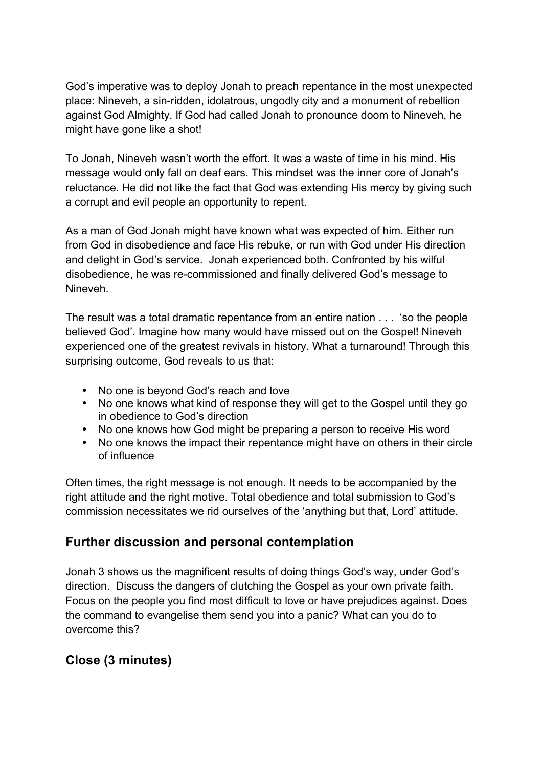God's imperative was to deploy Jonah to preach repentance in the most unexpected place: Nineveh, a sin-ridden, idolatrous, ungodly city and a monument of rebellion against God Almighty. If God had called Jonah to pronounce doom to Nineveh, he might have gone like a shot!

To Jonah, Nineveh wasn't worth the effort. It was a waste of time in his mind. His message would only fall on deaf ears. This mindset was the inner core of Jonah's reluctance. He did not like the fact that God was extending His mercy by giving such a corrupt and evil people an opportunity to repent.

As a man of God Jonah might have known what was expected of him. Either run from God in disobedience and face His rebuke, or run with God under His direction and delight in God's service. Jonah experienced both. Confronted by his wilful disobedience, he was re-commissioned and finally delivered God's message to Nineveh.

The result was a total dramatic repentance from an entire nation . . . 'so the people believed God'. Imagine how many would have missed out on the Gospel! Nineveh experienced one of the greatest revivals in history. What a turnaround! Through this surprising outcome, God reveals to us that:

- No one is beyond God's reach and love
- No one knows what kind of response they will get to the Gospel until they go in obedience to God's direction
- No one knows how God might be preparing a person to receive His word
- No one knows the impact their repentance might have on others in their circle of influence

Often times, the right message is not enough. It needs to be accompanied by the right attitude and the right motive. Total obedience and total submission to God's commission necessitates we rid ourselves of the 'anything but that, Lord' attitude.

## Further discussion and personal contemplation

Jonah 3 shows us the magnificent results of doing things God's way, under God's direction. Discuss the dangers of clutching the Gospel as your own private faith. Focus on the people you find most difficult to love or have prejudices against. Does the command to evangelise them send you into a panic? What can you do to overcome this?

## Close (3 minutes)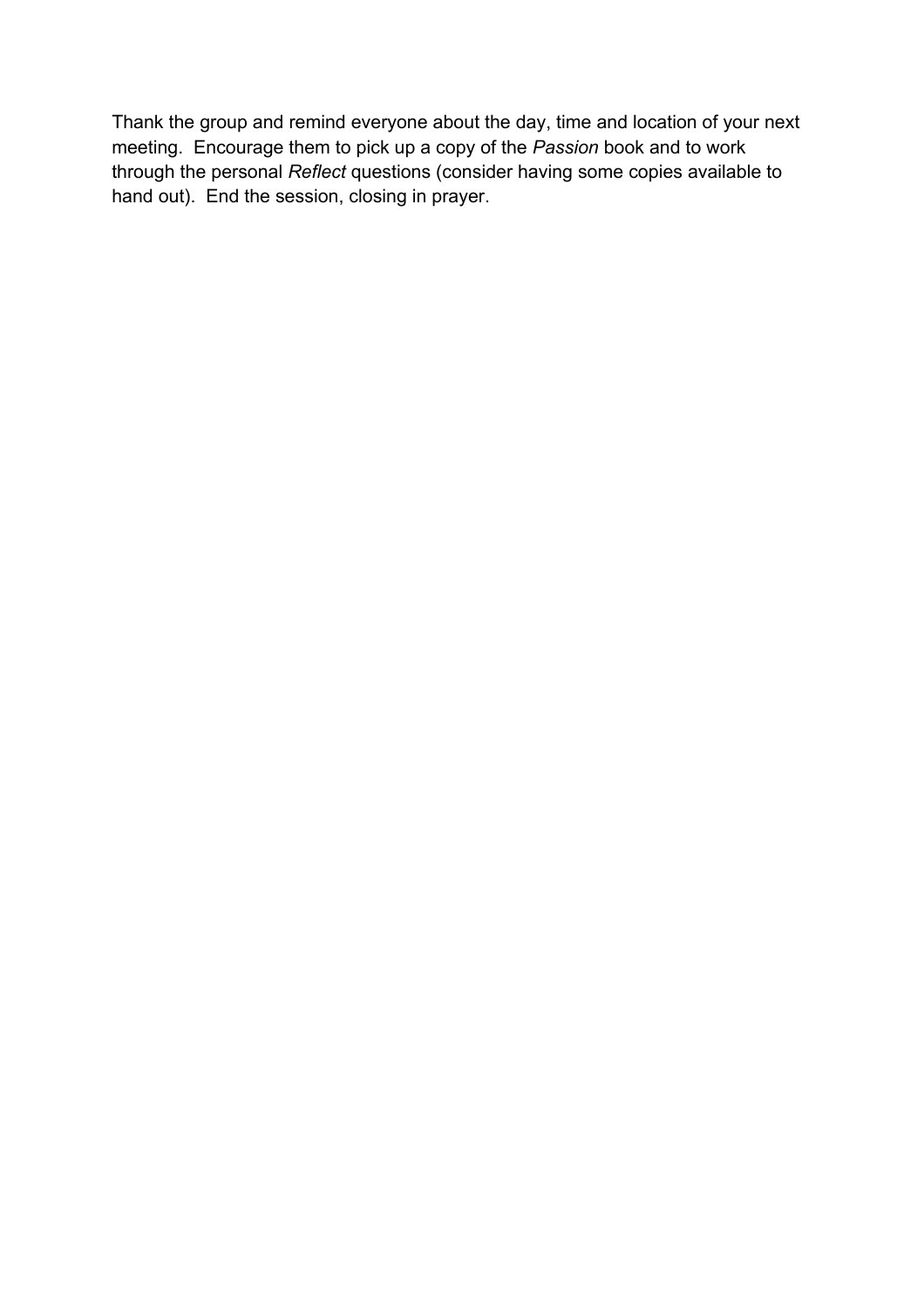Thank the group and remind everyone about the day, time and location of your next meeting.  Encourage them to pick up a copy of the *Passion* book and to work through the personal *Reflect* questions (consider having some copies available to hand out).  End the session, closing in prayer.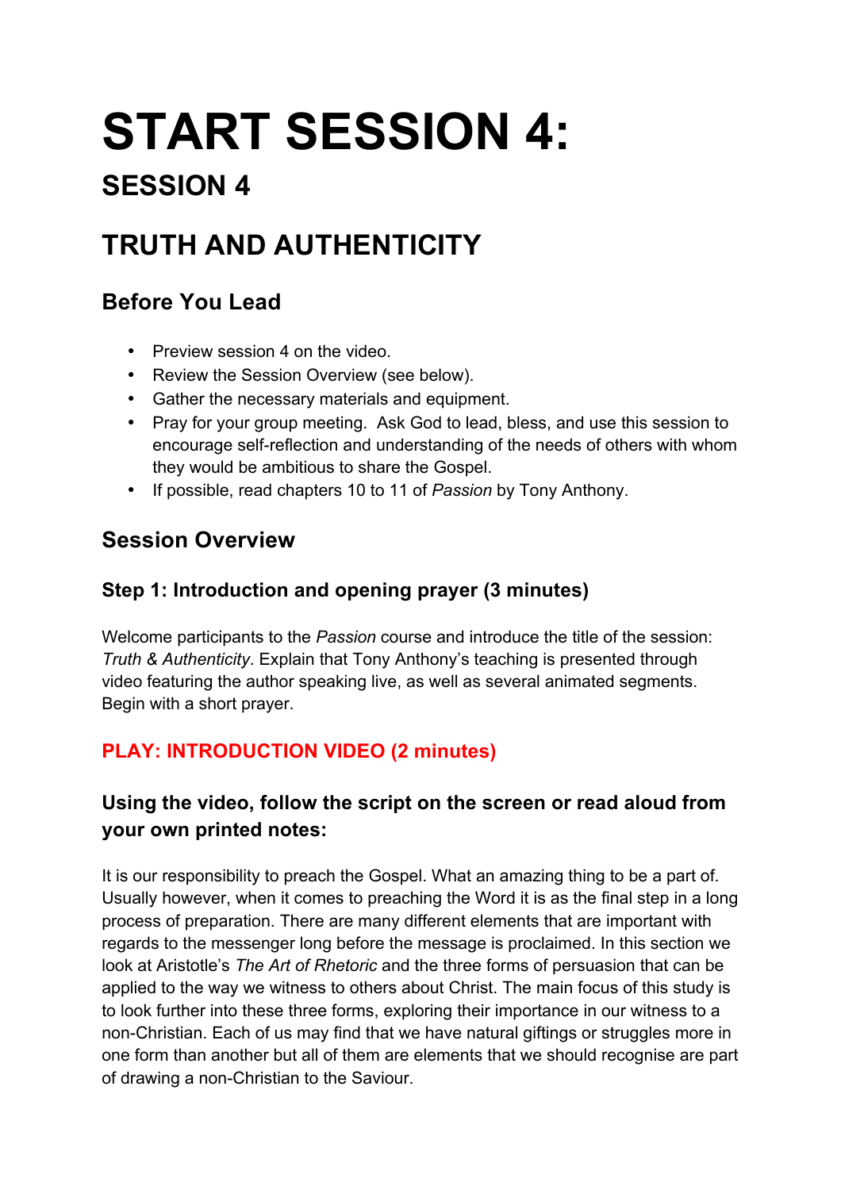# START SESSION 4:

## SESSION 4

## TRUTH AND AUTHENTICITY

### Before You Lead

- Preview session 4 on the video.
- Review the Session Overview (see below).
- Gather the necessary materials and equipment.
- Pray for your group meeting. Ask God to lead, bless, and use this session to encourage self-reflection and understanding of the needs of others with whom they would be ambitious to share the Gospel.
- If possible, read chapters 10 to 11 of *Passion* by Tony Anthony.

### Session Overview

#### Step 1: Introduction and opening prayer (3 minutes)

Welcome participants to the *Passion* course and introduce the title of the session: *Truth & Authenticity*. Explain that Tony Anthony's teaching is presented through video featuring the author speaking live, as well as several animated segments. Begin with a short prayer.

#### PLAY: INTRODUCTION VIDEO (2 minutes)

#### Using the video, follow the script on the screen or read aloud from your own printed notes:

It is our responsibility to preach the Gospel. What an amazing thing to be a part of. Usually however, when it comes to preaching the Word it is as the final step in a long process of preparation. There are many different elements that are important with regards to the messenger long before the message is proclaimed. In this section we look at Aristotle's *The Art of Rhetoric* and the three forms of persuasion that can be applied to the way we witness to others about Christ. The main focus of this study is to look further into these three forms, exploring their importance in our witness to a non-Christian. Each of us may find that we have natural giftings or struggles more in one form than another but all of them are elements that we should recognise are part of drawing a non-Christian to the Saviour.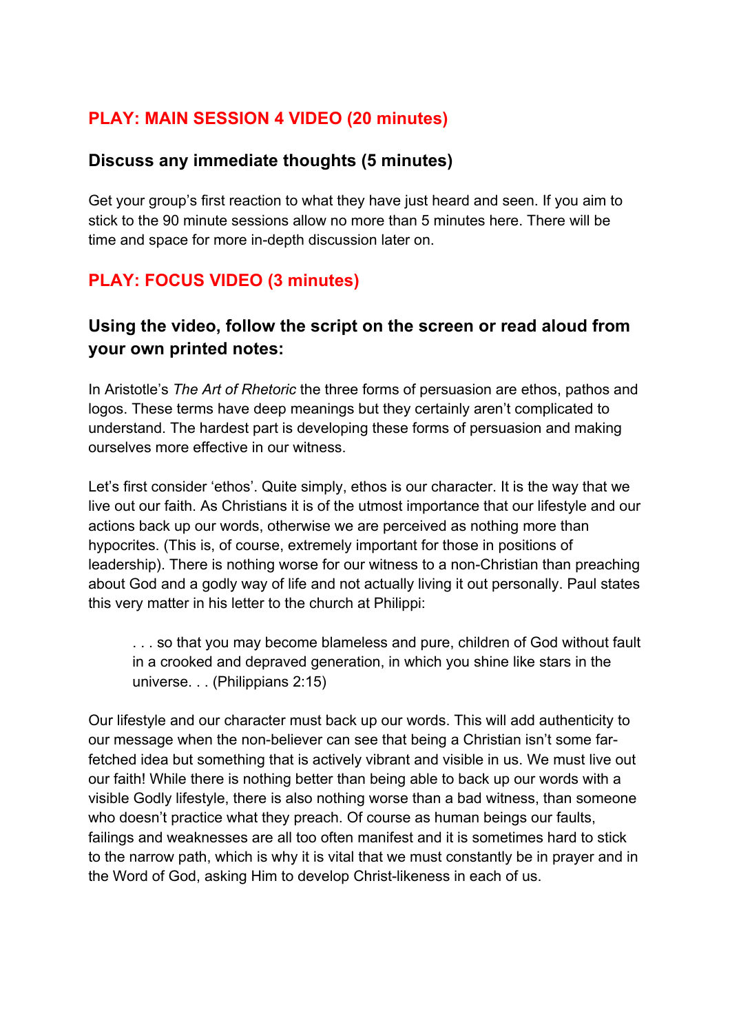## PLAY: MAIN SESSION 4 VIDEO (20 minutes)

### Discuss any immediate thoughts (5 minutes)

Get your group's first reaction to what they have just heard and seen. If you aim to stick to the 90 minute sessions allow no more than 5 minutes here. There will be time and space for more in-depth discussion later on.

## PLAY: FOCUS VIDEO (3 minutes)

### Using the video, follow the script on the screen or read aloud from your own printed notes:

In Aristotle's *The Art of Rhetoric* the three forms of persuasion are ethos, pathos and logos. These terms have deep meanings but they certainly aren't complicated to understand. The hardest part is developing these forms of persuasion and making ourselves more effective in our witness.

Let's first consider 'ethos'. Quite simply, ethos is our character. It is the way that we live out our faith. As Christians it is of the utmost importance that our lifestyle and our actions back up our words, otherwise we are perceived as nothing more than hypocrites. (This is, of course, extremely important for those in positions of leadership). There is nothing worse for our witness to a non-Christian than preaching about God and a godly way of life and not actually living it out personally. Paul states this very matter in his letter to the church at Philippi:

> . . . so that you may become blameless and pure, children of God without fault in a crooked and depraved generation, in which you shine like stars in the universe. . . (Philippians 2:15)

Our lifestyle and our character must back up our words. This will add authenticity to our message when the non-believer can see that being a Christian isn't some far-fetched idea but something that is actively vibrant and visible in us. We must live out our faith! While there is nothing better than being able to back up our words with a visible Godly lifestyle, there is also nothing worse than a bad witness, than someone who doesn't practice what they preach. Of course as human beings our faults, failings and weaknesses are all too often manifest and it is sometimes hard to stick to the narrow path, which is why it is vital that we must constantly be in prayer and in the Word of God, asking Him to develop Christ-likeness in each of us.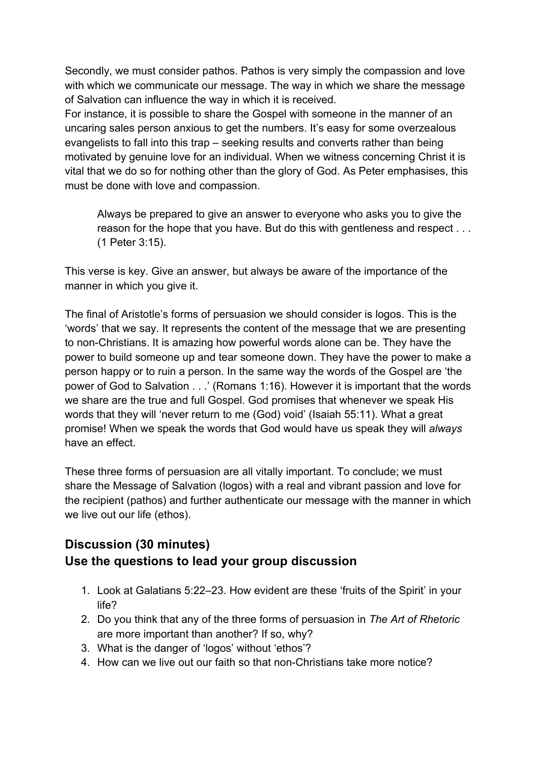Secondly, we must consider pathos. Pathos is very simply the compassion and love with which we communicate our message. The way in which we share the message of Salvation can influence the way in which it is received.
For instance, it is possible to share the Gospel with someone in the manner of an uncaring sales person anxious to get the numbers. It's easy for some overzealous evangelists to fall into this trap – seeking results and converts rather than being motivated by genuine love for an individual. When we witness concerning Christ it is vital that we do so for nothing other than the glory of God. As Peter emphasises, this must be done with love and compassion.

> Always be prepared to give an answer to everyone who asks you to give the reason for the hope that you have. But do this with gentleness and respect . . . (1 Peter 3:15).

This verse is key. Give an answer, but always be aware of the importance of the manner in which you give it.

The final of Aristotle's forms of persuasion we should consider is logos. This is the 'words' that we say. It represents the content of the message that we are presenting to non-Christians. It is amazing how powerful words alone can be. They have the power to build someone up and tear someone down. They have the power to make a person happy or to ruin a person. In the same way the words of the Gospel are 'the power of God to Salvation . . .' (Romans 1:16). However it is important that the words we share are the true and full Gospel. God promises that whenever we speak His words that they will 'never return to me (God) void' (Isaiah 55:11). What a great promise! When we speak the words that God would have us speak they will *always* have an effect.

These three forms of persuasion are all vitally important. To conclude; we must share the Message of Salvation (logos) with a real and vibrant passion and love for the recipient (pathos) and further authenticate our message with the manner in which we live out our life (ethos).

## Discussion (30 minutes)
## Use the questions to lead your group discussion

1. Look at Galatians 5:22–23. How evident are these 'fruits of the Spirit' in your life?
2. Do you think that any of the three forms of persuasion in *The Art of Rhetoric* are more important than another? If so, why?
3. What is the danger of 'logos' without 'ethos'?
4. How can we live out our faith so that non-Christians take more notice?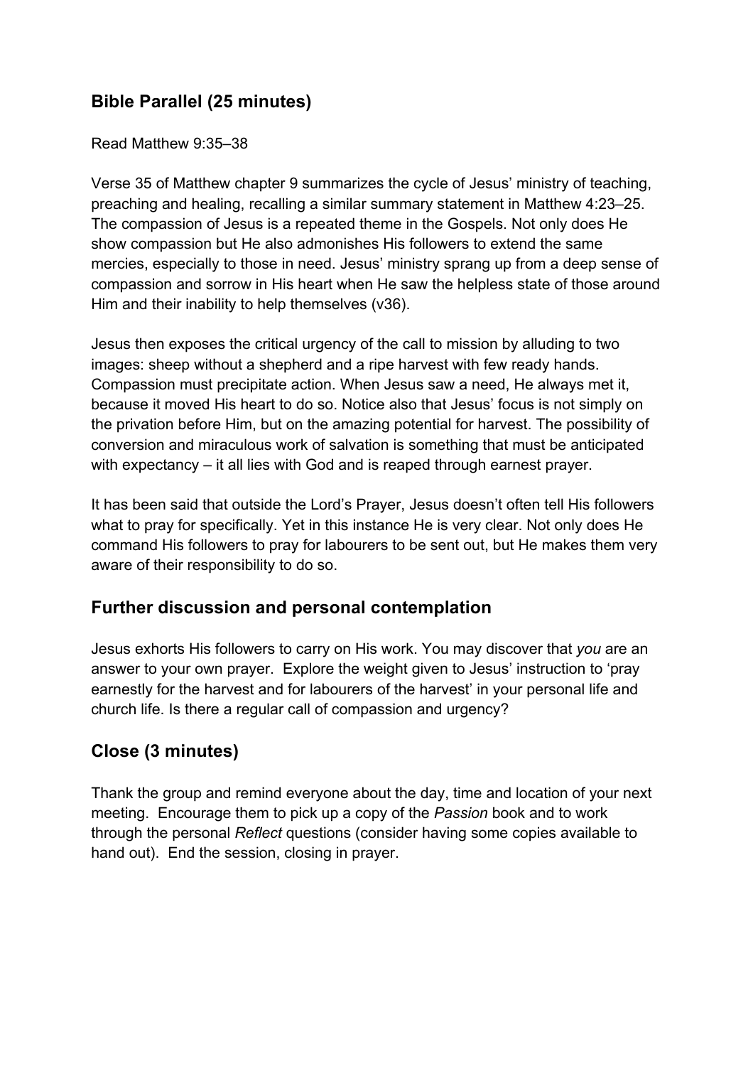## Bible Parallel (25 minutes)

Read Matthew 9:35–38

Verse 35 of Matthew chapter 9 summarizes the cycle of Jesus' ministry of teaching, preaching and healing, recalling a similar summary statement in Matthew 4:23–25. The compassion of Jesus is a repeated theme in the Gospels. Not only does He show compassion but He also admonishes His followers to extend the same mercies, especially to those in need. Jesus' ministry sprang up from a deep sense of compassion and sorrow in His heart when He saw the helpless state of those around Him and their inability to help themselves (v36).

Jesus then exposes the critical urgency of the call to mission by alluding to two images: sheep without a shepherd and a ripe harvest with few ready hands. Compassion must precipitate action. When Jesus saw a need, He always met it, because it moved His heart to do so. Notice also that Jesus' focus is not simply on the privation before Him, but on the amazing potential for harvest. The possibility of conversion and miraculous work of salvation is something that must be anticipated with expectancy – it all lies with God and is reaped through earnest prayer.

It has been said that outside the Lord's Prayer, Jesus doesn't often tell His followers what to pray for specifically. Yet in this instance He is very clear. Not only does He command His followers to pray for labourers to be sent out, but He makes them very aware of their responsibility to do so.

## Further discussion and personal contemplation

Jesus exhorts His followers to carry on His work. You may discover that *you* are an answer to your own prayer. Explore the weight given to Jesus' instruction to 'pray earnestly for the harvest and for labourers of the harvest' in your personal life and church life. Is there a regular call of compassion and urgency?

## Close (3 minutes)

Thank the group and remind everyone about the day, time and location of your next meeting. Encourage them to pick up a copy of the *Passion* book and to work through the personal *Reflect* questions (consider having some copies available to hand out). End the session, closing in prayer.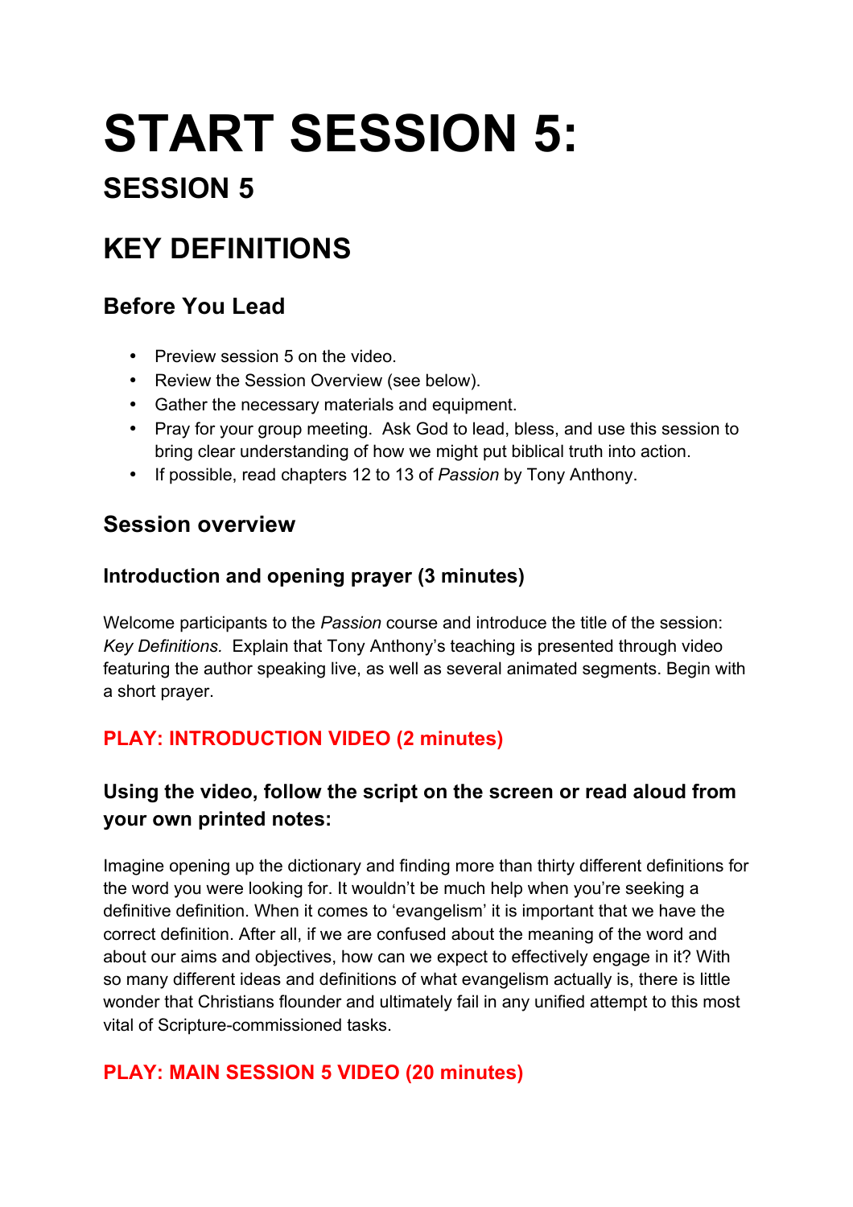# START SESSION 5:

## SESSION 5

## KEY DEFINITIONS

### Before You Lead

- Preview session 5 on the video.
- Review the Session Overview (see below).
- Gather the necessary materials and equipment.
- Pray for your group meeting. Ask God to lead, bless, and use this session to bring clear understanding of how we might put biblical truth into action.
- If possible, read chapters 12 to 13 of *Passion* by Tony Anthony.

### Session overview

#### Introduction and opening prayer (3 minutes)

Welcome participants to the *Passion* course and introduce the title of the session: *Key Definitions.* Explain that Tony Anthony's teaching is presented through video featuring the author speaking live, as well as several animated segments. Begin with a short prayer.

#### PLAY: INTRODUCTION VIDEO (2 minutes)

#### Using the video, follow the script on the screen or read aloud from your own printed notes:

Imagine opening up the dictionary and finding more than thirty different definitions for the word you were looking for. It wouldn't be much help when you're seeking a definitive definition. When it comes to 'evangelism' it is important that we have the correct definition. After all, if we are confused about the meaning of the word and about our aims and objectives, how can we expect to effectively engage in it? With so many different ideas and definitions of what evangelism actually is, there is little wonder that Christians flounder and ultimately fail in any unified attempt to this most vital of Scripture-commissioned tasks.

#### PLAY: MAIN SESSION 5 VIDEO (20 minutes)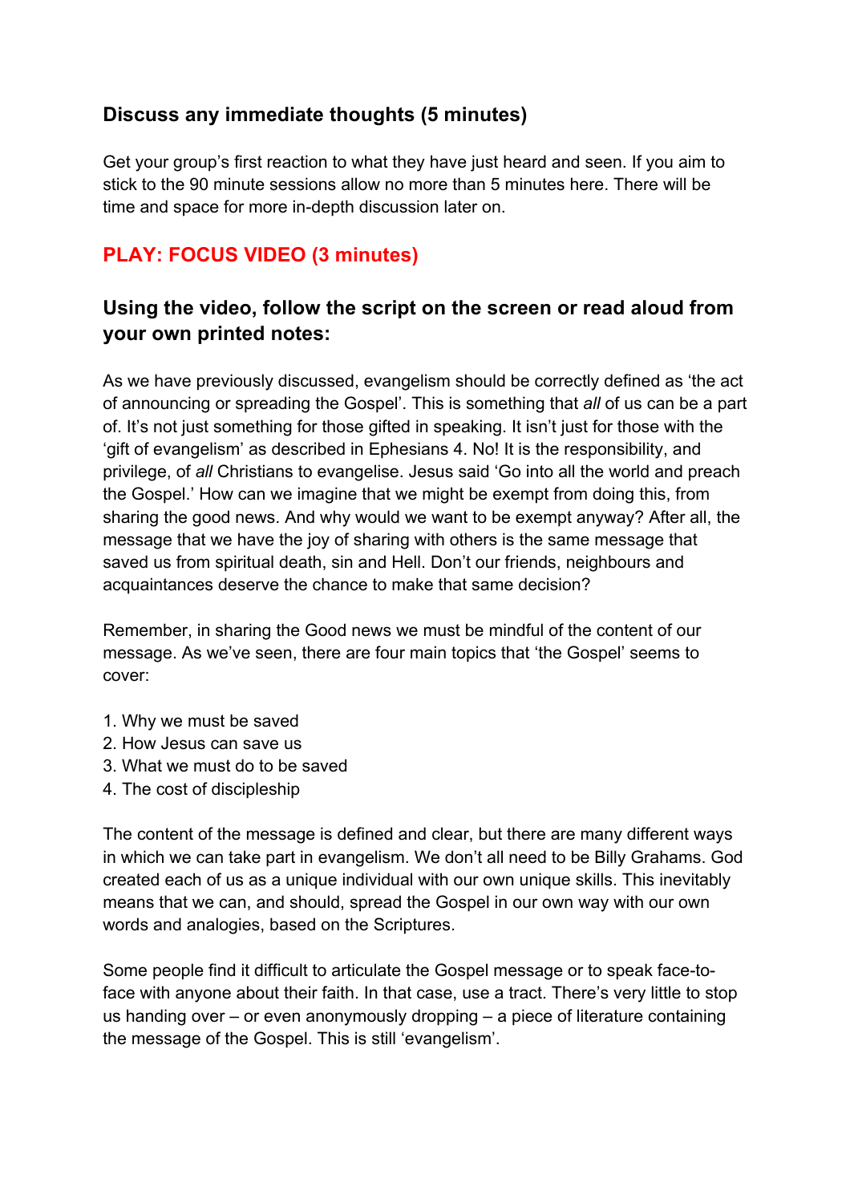### Discuss any immediate thoughts (5 minutes)

Get your group's first reaction to what they have just heard and seen. If you aim to stick to the 90 minute sessions allow no more than 5 minutes here. There will be time and space for more in-depth discussion later on.

### PLAY: FOCUS VIDEO (3 minutes)

### Using the video, follow the script on the screen or read aloud from your own printed notes:

As we have previously discussed, evangelism should be correctly defined as 'the act of announcing or spreading the Gospel'. This is something that *all* of us can be a part of. It's not just something for those gifted in speaking. It isn't just for those with the 'gift of evangelism' as described in Ephesians 4. No! It is the responsibility, and privilege, of *all* Christians to evangelise. Jesus said 'Go into all the world and preach the Gospel.' How can we imagine that we might be exempt from doing this, from sharing the good news. And why would we want to be exempt anyway? After all, the message that we have the joy of sharing with others is the same message that saved us from spiritual death, sin and Hell. Don't our friends, neighbours and acquaintances deserve the chance to make that same decision?

Remember, in sharing the Good news we must be mindful of the content of our message. As we've seen, there are four main topics that 'the Gospel' seems to cover:

1. Why we must be saved
2. How Jesus can save us
3. What we must do to be saved
4. The cost of discipleship

The content of the message is defined and clear, but there are many different ways in which we can take part in evangelism. We don't all need to be Billy Grahams. God created each of us as a unique individual with our own unique skills. This inevitably means that we can, and should, spread the Gospel in our own way with our own words and analogies, based on the Scriptures.

Some people find it difficult to articulate the Gospel message or to speak face-to-face with anyone about their faith. In that case, use a tract. There's very little to stop us handing over – or even anonymously dropping – a piece of literature containing the message of the Gospel. This is still 'evangelism'.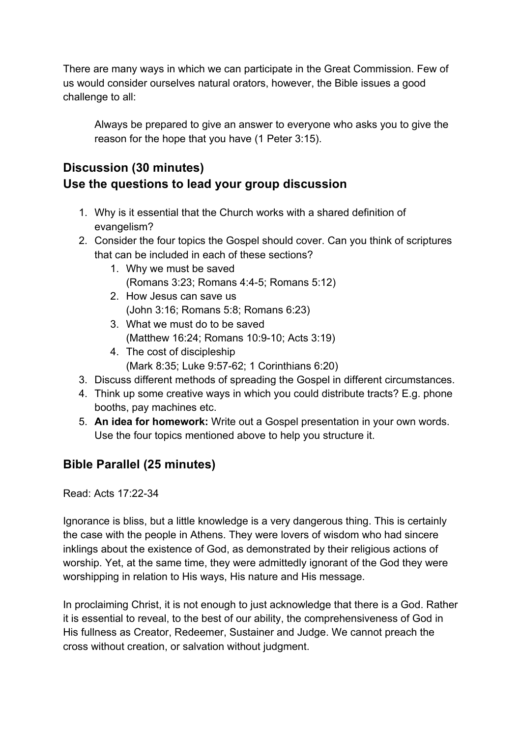There are many ways in which we can participate in the Great Commission. Few of us would consider ourselves natural orators, however, the Bible issues a good challenge to all:

> Always be prepared to give an answer to everyone who asks you to give the reason for the hope that you have (1 Peter 3:15).

## Discussion (30 minutes)
## Use the questions to lead your group discussion

1. Why is it essential that the Church works with a shared definition of evangelism?
2. Consider the four topics the Gospel should cover. Can you think of scriptures that can be included in each of these sections?
    1. Why we must be saved
       (Romans 3:23; Romans 4:4-5; Romans 5:12)
    2. How Jesus can save us
       (John 3:16; Romans 5:8; Romans 6:23)
    3. What we must do to be saved
       (Matthew 16:24; Romans 10:9-10; Acts 3:19)
    4. The cost of discipleship
       (Mark 8:35; Luke 9:57-62; 1 Corinthians 6:20)
3. Discuss different methods of spreading the Gospel in different circumstances.
4. Think up some creative ways in which you could distribute tracts? E.g. phone booths, pay machines etc.
5. **An idea for homework:** Write out a Gospel presentation in your own words. Use the four topics mentioned above to help you structure it.

## Bible Parallel (25 minutes)

Read: Acts 17:22-34

Ignorance is bliss, but a little knowledge is a very dangerous thing. This is certainly the case with the people in Athens. They were lovers of wisdom who had sincere inklings about the existence of God, as demonstrated by their religious actions of worship. Yet, at the same time, they were admittedly ignorant of the God they were worshipping in relation to His ways, His nature and His message.

In proclaiming Christ, it is not enough to just acknowledge that there is a God. Rather it is essential to reveal, to the best of our ability, the comprehensiveness of God in His fullness as Creator, Redeemer, Sustainer and Judge. We cannot preach the cross without creation, or salvation without judgment.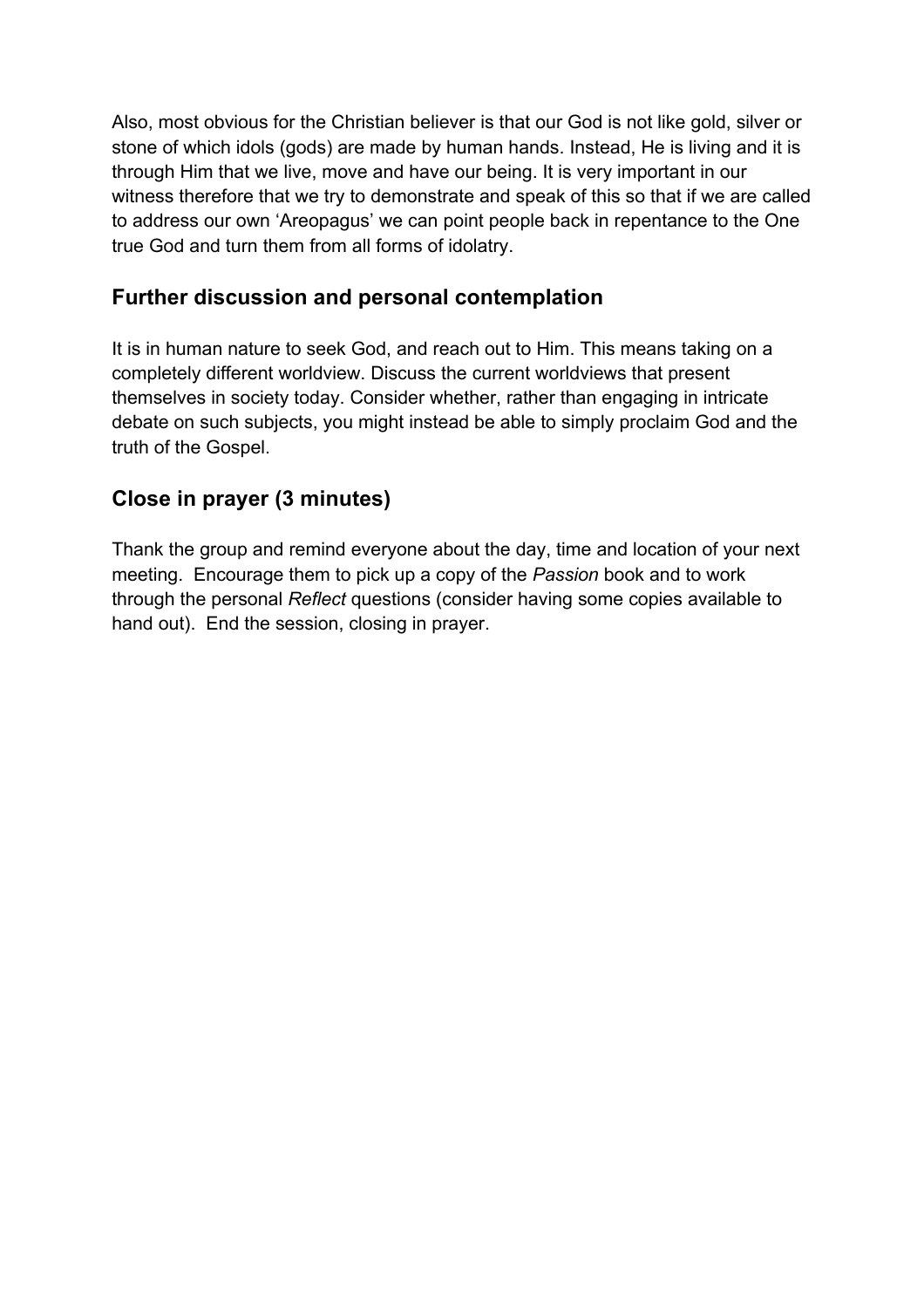Also, most obvious for the Christian believer is that our God is not like gold, silver or stone of which idols (gods) are made by human hands. Instead, He is living and it is through Him that we live, move and have our being. It is very important in our witness therefore that we try to demonstrate and speak of this so that if we are called to address our own 'Areopagus' we can point people back in repentance to the One true God and turn them from all forms of idolatry.

## Further discussion and personal contemplation

It is in human nature to seek God, and reach out to Him. This means taking on a completely different worldview. Discuss the current worldviews that present themselves in society today. Consider whether, rather than engaging in intricate debate on such subjects, you might instead be able to simply proclaim God and the truth of the Gospel.

## Close in prayer (3 minutes)

Thank the group and remind everyone about the day, time and location of your next meeting. Encourage them to pick up a copy of the *Passion* book and to work through the personal *Reflect* questions (consider having some copies available to hand out). End the session, closing in prayer.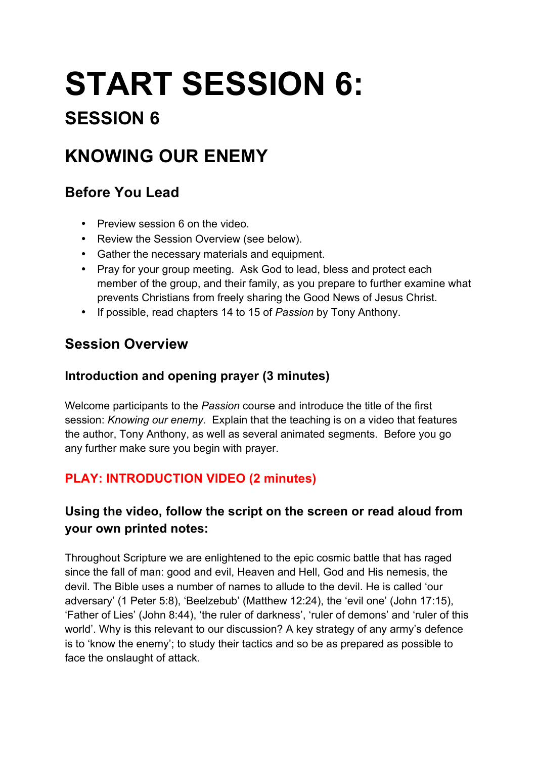# START SESSION 6:

## SESSION 6

## KNOWING OUR ENEMY

### Before You Lead

- Preview session 6 on the video.
- Review the Session Overview (see below).
- Gather the necessary materials and equipment.
- Pray for your group meeting. Ask God to lead, bless and protect each member of the group, and their family, as you prepare to further examine what prevents Christians from freely sharing the Good News of Jesus Christ.
- If possible, read chapters 14 to 15 of *Passion* by Tony Anthony.

### Session Overview

#### Introduction and opening prayer (3 minutes)

Welcome participants to the *Passion* course and introduce the title of the first session: *Knowing our enemy*. Explain that the teaching is on a video that features the author, Tony Anthony, as well as several animated segments. Before you go any further make sure you begin with prayer.

#### PLAY: INTRODUCTION VIDEO (2 minutes)

#### Using the video, follow the script on the screen or read aloud from your own printed notes:

Throughout Scripture we are enlightened to the epic cosmic battle that has raged since the fall of man: good and evil, Heaven and Hell, God and His nemesis, the devil. The Bible uses a number of names to allude to the devil. He is called 'our adversary' (1 Peter 5:8), 'Beelzebub' (Matthew 12:24), the 'evil one' (John 17:15), 'Father of Lies' (John 8:44), 'the ruler of darkness', 'ruler of demons' and 'ruler of this world'. Why is this relevant to our discussion? A key strategy of any army's defence is to 'know the enemy'; to study their tactics and so be as prepared as possible to face the onslaught of attack.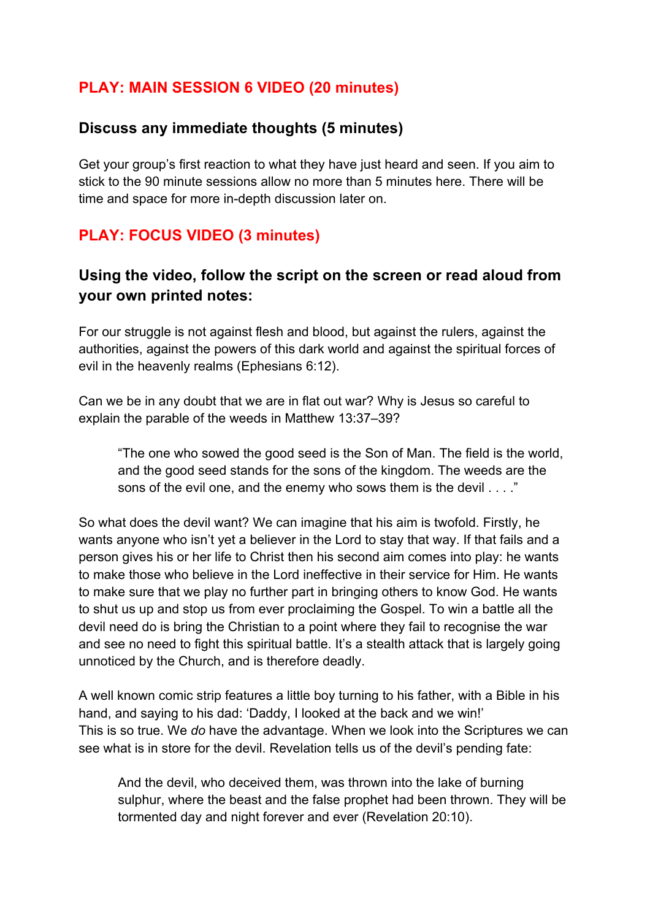## PLAY: MAIN SESSION 6 VIDEO (20 minutes)

### Discuss any immediate thoughts (5 minutes)

Get your group's first reaction to what they have just heard and seen. If you aim to stick to the 90 minute sessions allow no more than 5 minutes here. There will be time and space for more in-depth discussion later on.

## PLAY: FOCUS VIDEO (3 minutes)

### Using the video, follow the script on the screen or read aloud from your own printed notes:

For our struggle is not against flesh and blood, but against the rulers, against the authorities, against the powers of this dark world and against the spiritual forces of evil in the heavenly realms (Ephesians 6:12).

Can we be in any doubt that we are in flat out war? Why is Jesus so careful to explain the parable of the weeds in Matthew 13:37–39?

> "The one who sowed the good seed is the Son of Man. The field is the world, and the good seed stands for the sons of the kingdom. The weeds are the sons of the evil one, and the enemy who sows them is the devil . . . ."

So what does the devil want? We can imagine that his aim is twofold. Firstly, he wants anyone who isn't yet a believer in the Lord to stay that way. If that fails and a person gives his or her life to Christ then his second aim comes into play: he wants to make those who believe in the Lord ineffective in their service for Him. He wants to make sure that we play no further part in bringing others to know God. He wants to shut us up and stop us from ever proclaiming the Gospel. To win a battle all the devil need do is bring the Christian to a point where they fail to recognise the war and see no need to fight this spiritual battle. It's a stealth attack that is largely going unnoticed by the Church, and is therefore deadly.

A well known comic strip features a little boy turning to his father, with a Bible in his hand, and saying to his dad: 'Daddy, I looked at the back and we win!'
This is so true. We *do* have the advantage. When we look into the Scriptures we can see what is in store for the devil. Revelation tells us of the devil's pending fate:

> And the devil, who deceived them, was thrown into the lake of burning sulphur, where the beast and the false prophet had been thrown. They will be tormented day and night forever and ever (Revelation 20:10).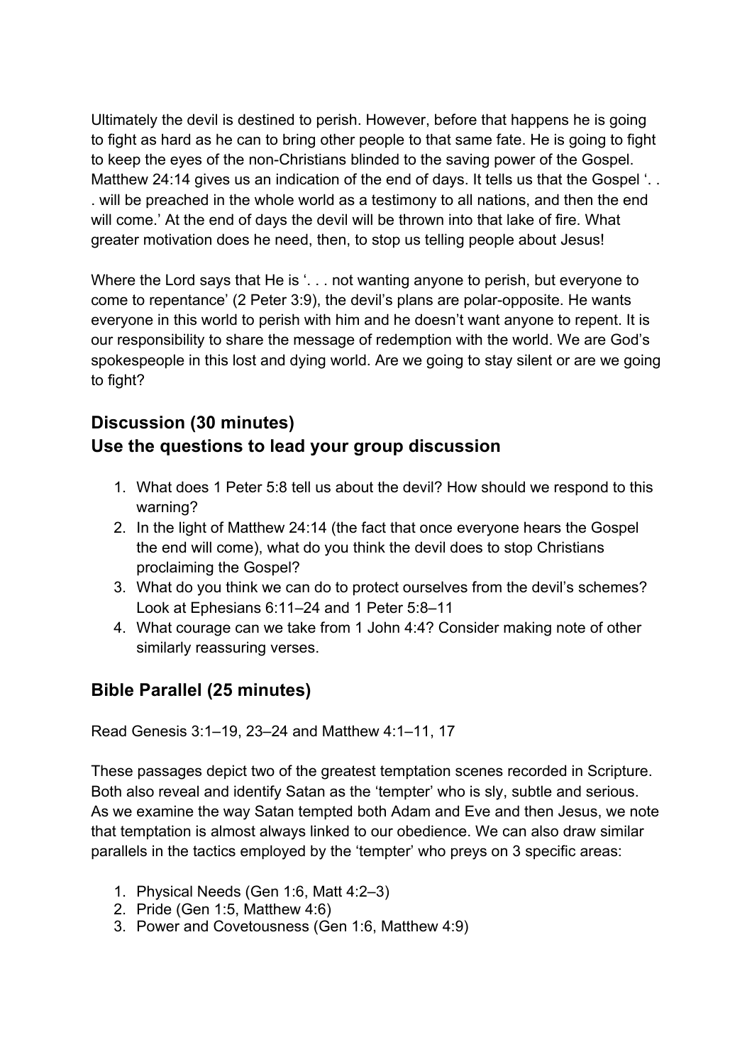Ultimately the devil is destined to perish. However, before that happens he is going to fight as hard as he can to bring other people to that same fate. He is going to fight to keep the eyes of the non-Christians blinded to the saving power of the Gospel. Matthew 24:14 gives us an indication of the end of days. It tells us that the Gospel '. . . will be preached in the whole world as a testimony to all nations, and then the end will come.' At the end of days the devil will be thrown into that lake of fire. What greater motivation does he need, then, to stop us telling people about Jesus!

Where the Lord says that He is '. . . not wanting anyone to perish, but everyone to come to repentance' (2 Peter 3:9), the devil's plans are polar-opposite. He wants everyone in this world to perish with him and he doesn't want anyone to repent. It is our responsibility to share the message of redemption with the world. We are God's spokespeople in this lost and dying world. Are we going to stay silent or are we going to fight?

## Discussion (30 minutes)
## Use the questions to lead your group discussion

1. What does 1 Peter 5:8 tell us about the devil? How should we respond to this warning?
2. In the light of Matthew 24:14 (the fact that once everyone hears the Gospel the end will come), what do you think the devil does to stop Christians proclaiming the Gospel?
3. What do you think we can do to protect ourselves from the devil's schemes? Look at Ephesians 6:11–24 and 1 Peter 5:8–11
4. What courage can we take from 1 John 4:4? Consider making note of other similarly reassuring verses.

## Bible Parallel (25 minutes)

Read Genesis 3:1–19, 23–24 and Matthew 4:1–11, 17

These passages depict two of the greatest temptation scenes recorded in Scripture. Both also reveal and identify Satan as the 'tempter' who is sly, subtle and serious. As we examine the way Satan tempted both Adam and Eve and then Jesus, we note that temptation is almost always linked to our obedience. We can also draw similar parallels in the tactics employed by the 'tempter' who preys on 3 specific areas:

1. Physical Needs (Gen 1:6, Matt 4:2–3)
2. Pride (Gen 1:5, Matthew 4:6)
3. Power and Covetousness (Gen 1:6, Matthew 4:9)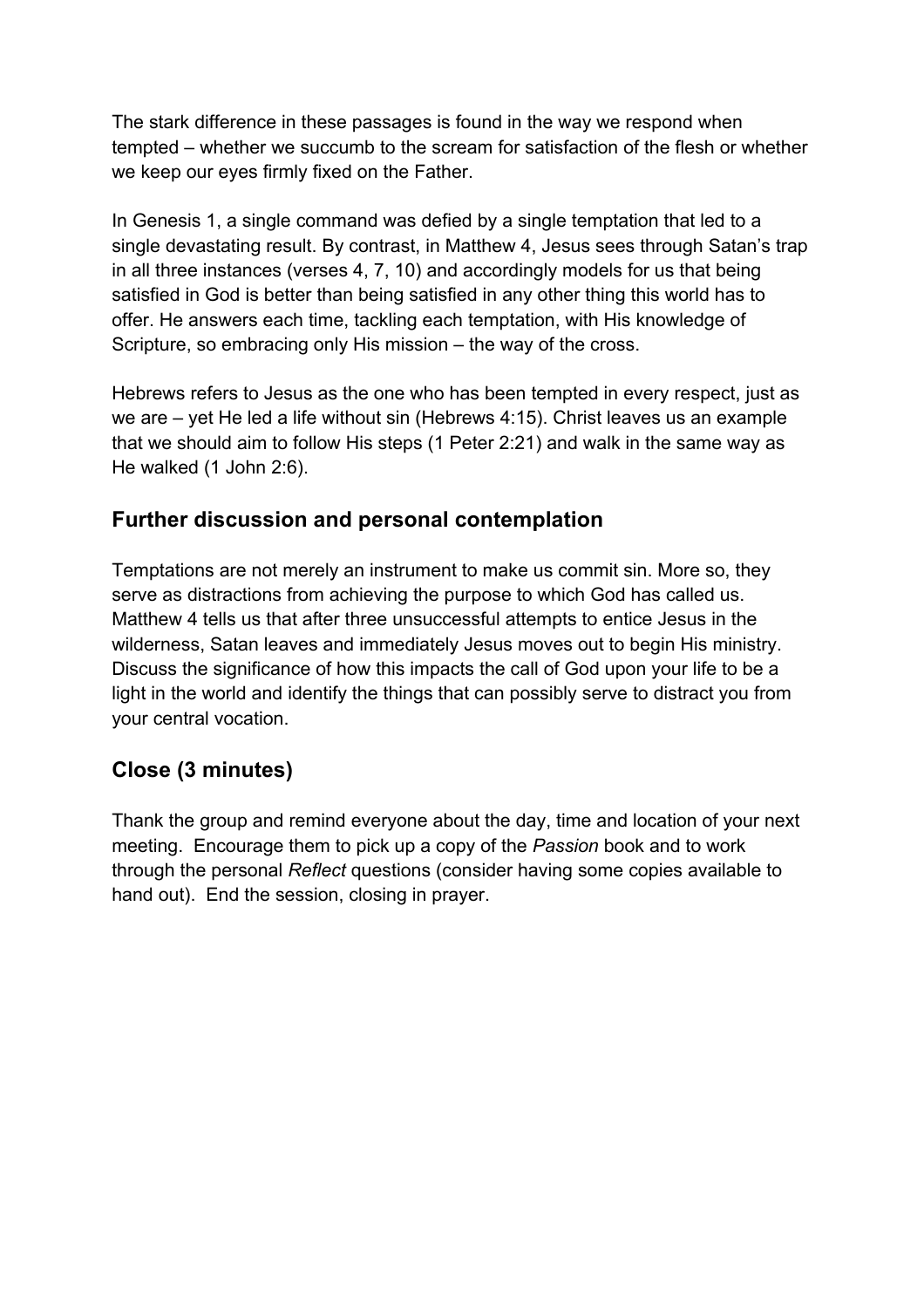The stark difference in these passages is found in the way we respond when tempted – whether we succumb to the scream for satisfaction of the flesh or whether we keep our eyes firmly fixed on the Father.

In Genesis 1, a single command was defied by a single temptation that led to a single devastating result. By contrast, in Matthew 4, Jesus sees through Satan's trap in all three instances (verses 4, 7, 10) and accordingly models for us that being satisfied in God is better than being satisfied in any other thing this world has to offer. He answers each time, tackling each temptation, with His knowledge of Scripture, so embracing only His mission – the way of the cross.

Hebrews refers to Jesus as the one who has been tempted in every respect, just as we are – yet He led a life without sin (Hebrews 4:15). Christ leaves us an example that we should aim to follow His steps (1 Peter 2:21) and walk in the same way as He walked (1 John 2:6).

## Further discussion and personal contemplation

Temptations are not merely an instrument to make us commit sin. More so, they serve as distractions from achieving the purpose to which God has called us. Matthew 4 tells us that after three unsuccessful attempts to entice Jesus in the wilderness, Satan leaves and immediately Jesus moves out to begin His ministry. Discuss the significance of how this impacts the call of God upon your life to be a light in the world and identify the things that can possibly serve to distract you from your central vocation.

## Close (3 minutes)

Thank the group and remind everyone about the day, time and location of your next meeting. Encourage them to pick up a copy of the *Passion* book and to work through the personal *Reflect* questions (consider having some copies available to hand out). End the session, closing in prayer.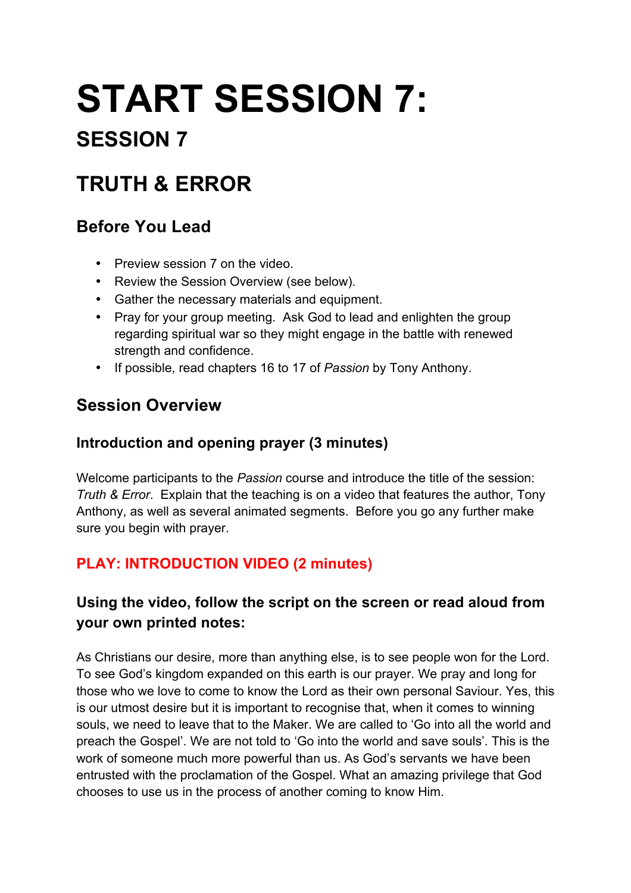# START SESSION 7:

## SESSION 7

## TRUTH & ERROR

### Before You Lead

- Preview session 7 on the video.
- Review the Session Overview (see below).
- Gather the necessary materials and equipment.
- Pray for your group meeting.  Ask God to lead and enlighten the group regarding spiritual war so they might engage in the battle with renewed strength and confidence.
- If possible, read chapters 16 to 17 of *Passion* by Tony Anthony.

### Session Overview

#### Introduction and opening prayer (3 minutes)

Welcome participants to the *Passion* course and introduce the title of the session: *Truth & Error*.  Explain that the teaching is on a video that features the author, Tony Anthony, as well as several animated segments.  Before you go any further make sure you begin with prayer.

#### PLAY: INTRODUCTION VIDEO (2 minutes)

#### Using the video, follow the script on the screen or read aloud from your own printed notes:

As Christians our desire, more than anything else, is to see people won for the Lord. To see God's kingdom expanded on this earth is our prayer. We pray and long for those who we love to come to know the Lord as their own personal Saviour. Yes, this is our utmost desire but it is important to recognise that, when it comes to winning souls, we need to leave that to the Maker. We are called to 'Go into all the world and preach the Gospel'. We are not told to 'Go into the world and save souls'. This is the work of someone much more powerful than us. As God's servants we have been entrusted with the proclamation of the Gospel. What an amazing privilege that God chooses to use us in the process of another coming to know Him.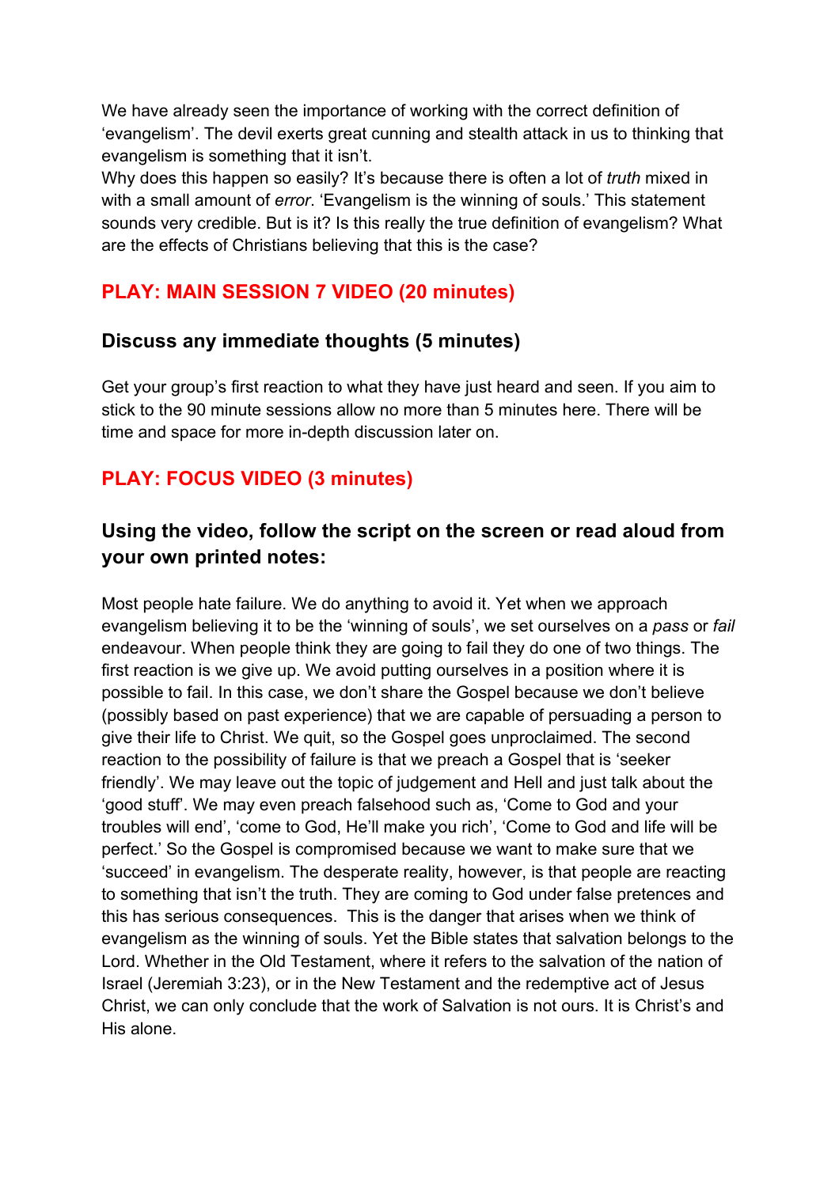We have already seen the importance of working with the correct definition of 'evangelism'. The devil exerts great cunning and stealth attack in us to thinking that evangelism is something that it isn't.

Why does this happen so easily? It's because there is often a lot of *truth* mixed in with a small amount of *error*. 'Evangelism is the winning of souls.' This statement sounds very credible. But is it? Is this really the true definition of evangelism? What are the effects of Christians believing that this is the case?

## PLAY: MAIN SESSION 7 VIDEO (20 minutes)

### Discuss any immediate thoughts (5 minutes)

Get your group's first reaction to what they have just heard and seen. If you aim to stick to the 90 minute sessions allow no more than 5 minutes here. There will be time and space for more in-depth discussion later on.

## PLAY: FOCUS VIDEO (3 minutes)

### Using the video, follow the script on the screen or read aloud from your own printed notes:

Most people hate failure. We do anything to avoid it. Yet when we approach evangelism believing it to be the 'winning of souls', we set ourselves on a *pass* or *fail* endeavour. When people think they are going to fail they do one of two things. The first reaction is we give up. We avoid putting ourselves in a position where it is possible to fail. In this case, we don't share the Gospel because we don't believe (possibly based on past experience) that we are capable of persuading a person to give their life to Christ. We quit, so the Gospel goes unproclaimed. The second reaction to the possibility of failure is that we preach a Gospel that is 'seeker friendly'. We may leave out the topic of judgement and Hell and just talk about the 'good stuff'. We may even preach falsehood such as, 'Come to God and your troubles will end', 'come to God, He'll make you rich', 'Come to God and life will be perfect.' So the Gospel is compromised because we want to make sure that we 'succeed' in evangelism. The desperate reality, however, is that people are reacting to something that isn't the truth. They are coming to God under false pretences and this has serious consequences. This is the danger that arises when we think of evangelism as the winning of souls. Yet the Bible states that salvation belongs to the Lord. Whether in the Old Testament, where it refers to the salvation of the nation of Israel (Jeremiah 3:23), or in the New Testament and the redemptive act of Jesus Christ, we can only conclude that the work of Salvation is not ours. It is Christ's and His alone.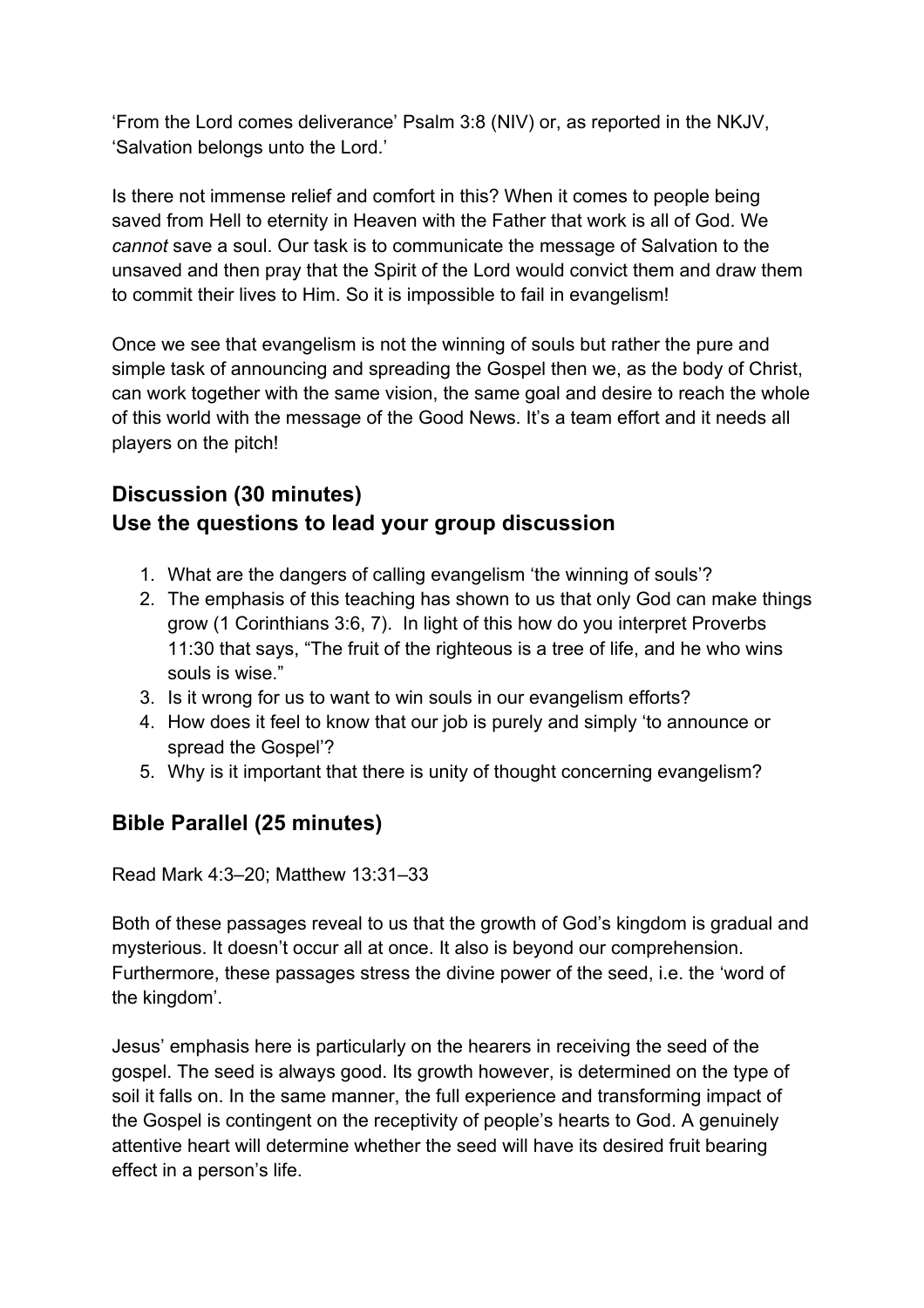'From the Lord comes deliverance' Psalm 3:8 (NIV) or, as reported in the NKJV, 'Salvation belongs unto the Lord.'

Is there not immense relief and comfort in this? When it comes to people being saved from Hell to eternity in Heaven with the Father that work is all of God. We *cannot* save a soul. Our task is to communicate the message of Salvation to the unsaved and then pray that the Spirit of the Lord would convict them and draw them to commit their lives to Him. So it is impossible to fail in evangelism!

Once we see that evangelism is not the winning of souls but rather the pure and simple task of announcing and spreading the Gospel then we, as the body of Christ, can work together with the same vision, the same goal and desire to reach the whole of this world with the message of the Good News. It's a team effort and it needs all players on the pitch!

## Discussion (30 minutes)
## Use the questions to lead your group discussion

1. What are the dangers of calling evangelism 'the winning of souls'?
2. The emphasis of this teaching has shown to us that only God can make things grow (1 Corinthians 3:6, 7). In light of this how do you interpret Proverbs 11:30 that says, "The fruit of the righteous is a tree of life, and he who wins souls is wise."
3. Is it wrong for us to want to win souls in our evangelism efforts?
4. How does it feel to know that our job is purely and simply 'to announce or spread the Gospel'?
5. Why is it important that there is unity of thought concerning evangelism?

## Bible Parallel (25 minutes)

Read Mark 4:3–20; Matthew 13:31–33

Both of these passages reveal to us that the growth of God's kingdom is gradual and mysterious. It doesn't occur all at once. It also is beyond our comprehension. Furthermore, these passages stress the divine power of the seed, i.e. the 'word of the kingdom'.

Jesus' emphasis here is particularly on the hearers in receiving the seed of the gospel. The seed is always good. Its growth however, is determined on the type of soil it falls on. In the same manner, the full experience and transforming impact of the Gospel is contingent on the receptivity of people's hearts to God. A genuinely attentive heart will determine whether the seed will have its desired fruit bearing effect in a person's life.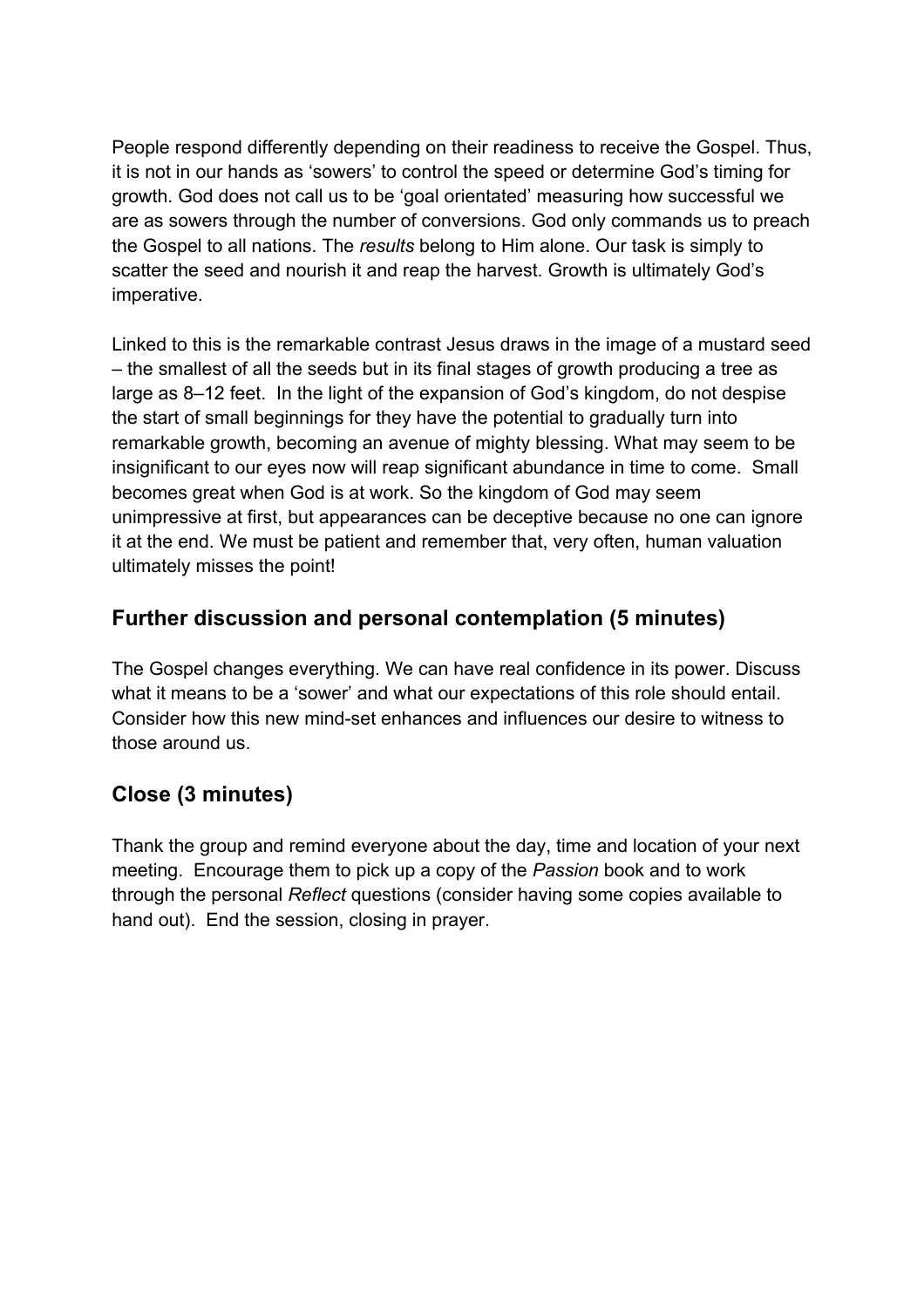People respond differently depending on their readiness to receive the Gospel. Thus, it is not in our hands as 'sowers' to control the speed or determine God's timing for growth. God does not call us to be 'goal orientated' measuring how successful we are as sowers through the number of conversions. God only commands us to preach the Gospel to all nations. The *results* belong to Him alone. Our task is simply to scatter the seed and nourish it and reap the harvest. Growth is ultimately God's imperative.

Linked to this is the remarkable contrast Jesus draws in the image of a mustard seed – the smallest of all the seeds but in its final stages of growth producing a tree as large as 8–12 feet. In the light of the expansion of God's kingdom, do not despise the start of small beginnings for they have the potential to gradually turn into remarkable growth, becoming an avenue of mighty blessing. What may seem to be insignificant to our eyes now will reap significant abundance in time to come. Small becomes great when God is at work. So the kingdom of God may seem unimpressive at first, but appearances can be deceptive because no one can ignore it at the end. We must be patient and remember that, very often, human valuation ultimately misses the point!

## Further discussion and personal contemplation (5 minutes)

The Gospel changes everything. We can have real confidence in its power. Discuss what it means to be a 'sower' and what our expectations of this role should entail. Consider how this new mind-set enhances and influences our desire to witness to those around us.

## Close (3 minutes)

Thank the group and remind everyone about the day, time and location of your next meeting. Encourage them to pick up a copy of the *Passion* book and to work through the personal *Reflect* questions (consider having some copies available to hand out). End the session, closing in prayer.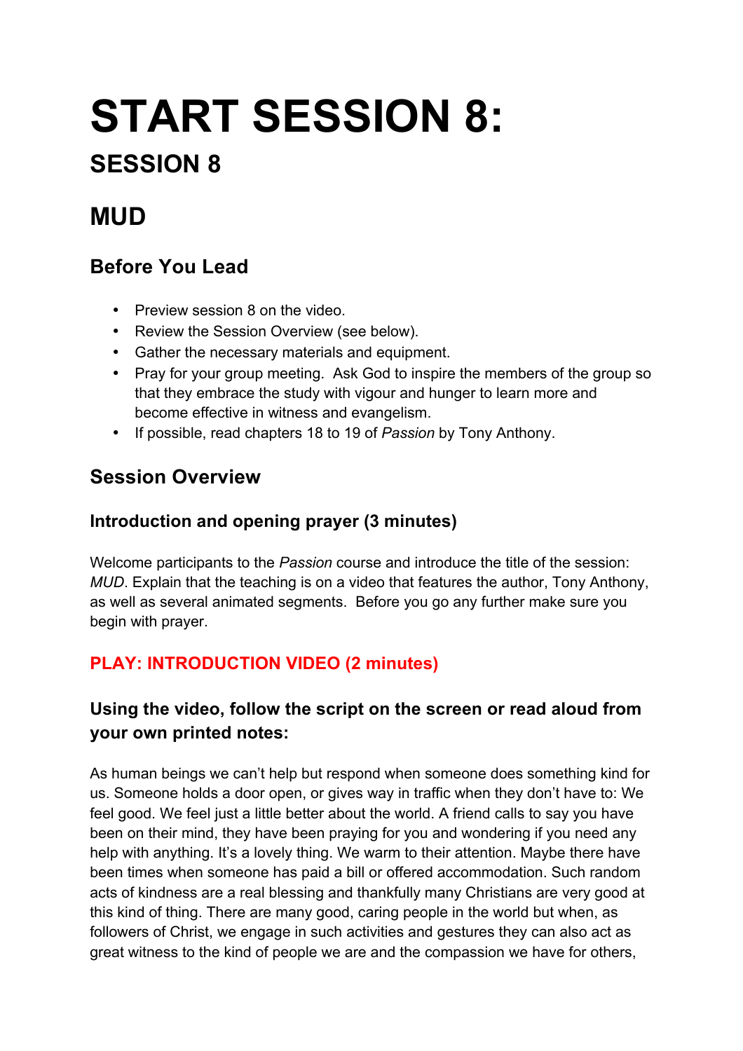# START SESSION 8:

## SESSION 8

## MUD

### Before You Lead

- Preview session 8 on the video.
- Review the Session Overview (see below).
- Gather the necessary materials and equipment.
- Pray for your group meeting. Ask God to inspire the members of the group so that they embrace the study with vigour and hunger to learn more and become effective in witness and evangelism.
- If possible, read chapters 18 to 19 of *Passion* by Tony Anthony.

### Session Overview

#### Introduction and opening prayer (3 minutes)

Welcome participants to the *Passion* course and introduce the title of the session: *MUD*. Explain that the teaching is on a video that features the author, Tony Anthony, as well as several animated segments. Before you go any further make sure you begin with prayer.

#### PLAY: INTRODUCTION VIDEO (2 minutes)

#### Using the video, follow the script on the screen or read aloud from your own printed notes:

As human beings we can't help but respond when someone does something kind for us. Someone holds a door open, or gives way in traffic when they don't have to: We feel good. We feel just a little better about the world. A friend calls to say you have been on their mind, they have been praying for you and wondering if you need any help with anything. It's a lovely thing. We warm to their attention. Maybe there have been times when someone has paid a bill or offered accommodation. Such random acts of kindness are a real blessing and thankfully many Christians are very good at this kind of thing. There are many good, caring people in the world but when, as followers of Christ, we engage in such activities and gestures they can also act as great witness to the kind of people we are and the compassion we have for others,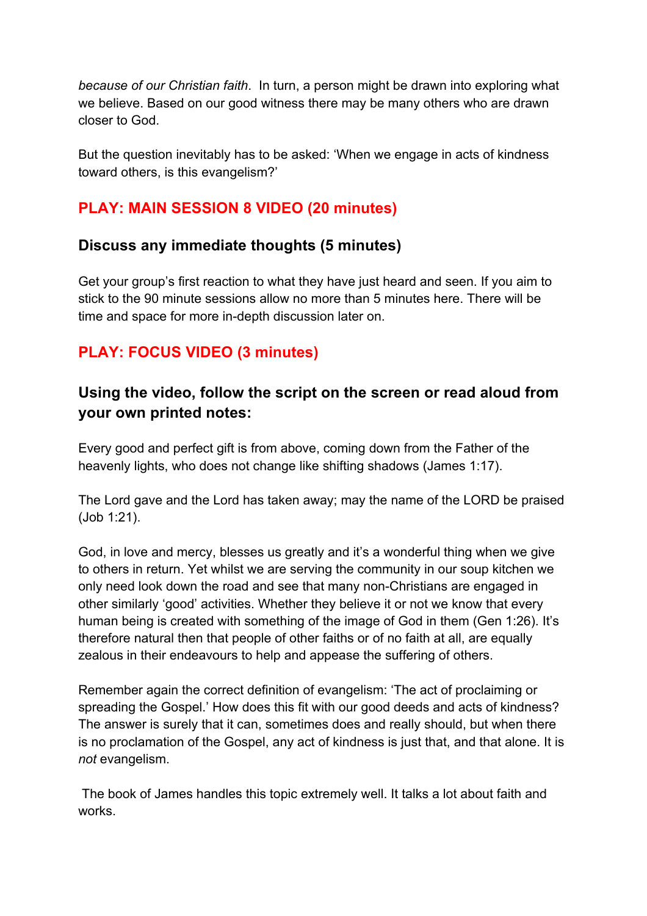*because of our Christian faith*. In turn, a person might be drawn into exploring what we believe. Based on our good witness there may be many others who are drawn closer to God.

But the question inevitably has to be asked: 'When we engage in acts of kindness toward others, is this evangelism?'

### PLAY: MAIN SESSION 8 VIDEO (20 minutes)

### Discuss any immediate thoughts (5 minutes)

Get your group's first reaction to what they have just heard and seen. If you aim to stick to the 90 minute sessions allow no more than 5 minutes here. There will be time and space for more in-depth discussion later on.

### PLAY: FOCUS VIDEO (3 minutes)

### Using the video, follow the script on the screen or read aloud from your own printed notes:

Every good and perfect gift is from above, coming down from the Father of the heavenly lights, who does not change like shifting shadows (James 1:17).

The Lord gave and the Lord has taken away; may the name of the LORD be praised (Job 1:21).

God, in love and mercy, blesses us greatly and it's a wonderful thing when we give to others in return. Yet whilst we are serving the community in our soup kitchen we only need look down the road and see that many non-Christians are engaged in other similarly 'good' activities. Whether they believe it or not we know that every human being is created with something of the image of God in them (Gen 1:26). It's therefore natural then that people of other faiths or of no faith at all, are equally zealous in their endeavours to help and appease the suffering of others.

Remember again the correct definition of evangelism: 'The act of proclaiming or spreading the Gospel.' How does this fit with our good deeds and acts of kindness? The answer is surely that it can, sometimes does and really should, but when there is no proclamation of the Gospel, any act of kindness is just that, and that alone. It is *not* evangelism.

The book of James handles this topic extremely well. It talks a lot about faith and works.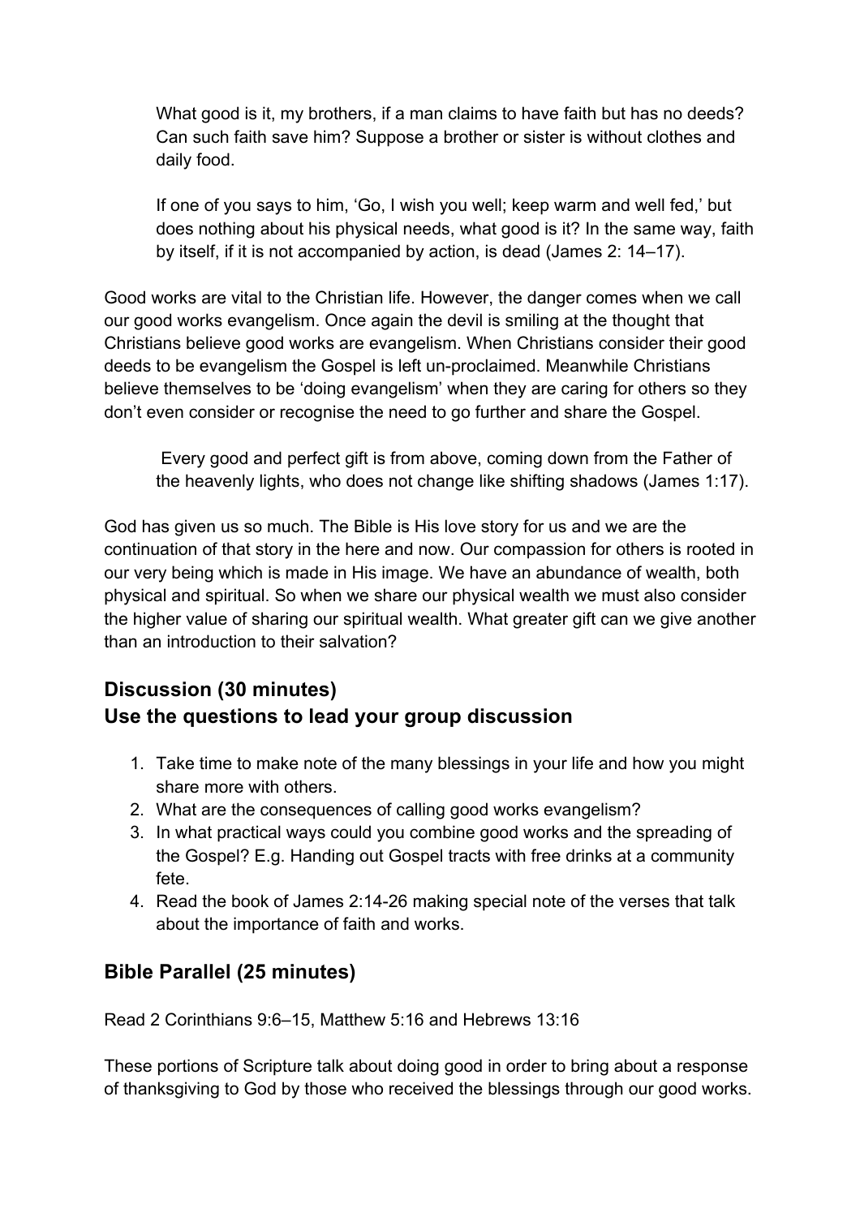> What good is it, my brothers, if a man claims to have faith but has no deeds? Can such faith save him? Suppose a brother or sister is without clothes and daily food.
>
> If one of you says to him, 'Go, I wish you well; keep warm and well fed,' but does nothing about his physical needs, what good is it? In the same way, faith by itself, if it is not accompanied by action, is dead (James 2: 14–17).

Good works are vital to the Christian life. However, the danger comes when we call our good works evangelism. Once again the devil is smiling at the thought that Christians believe good works are evangelism. When Christians consider their good deeds to be evangelism the Gospel is left un-proclaimed. Meanwhile Christians believe themselves to be 'doing evangelism' when they are caring for others so they don't even consider or recognise the need to go further and share the Gospel.

> Every good and perfect gift is from above, coming down from the Father of the heavenly lights, who does not change like shifting shadows (James 1:17).

God has given us so much. The Bible is His love story for us and we are the continuation of that story in the here and now. Our compassion for others is rooted in our very being which is made in His image. We have an abundance of wealth, both physical and spiritual. So when we share our physical wealth we must also consider the higher value of sharing our spiritual wealth. What greater gift can we give another than an introduction to their salvation?

## Discussion (30 minutes)
## Use the questions to lead your group discussion

1. Take time to make note of the many blessings in your life and how you might share more with others.
2. What are the consequences of calling good works evangelism?
3. In what practical ways could you combine good works and the spreading of the Gospel? E.g. Handing out Gospel tracts with free drinks at a community fete.
4. Read the book of James 2:14-26 making special note of the verses that talk about the importance of faith and works.

## Bible Parallel (25 minutes)

Read 2 Corinthians 9:6–15, Matthew 5:16 and Hebrews 13:16

These portions of Scripture talk about doing good in order to bring about a response of thanksgiving to God by those who received the blessings through our good works.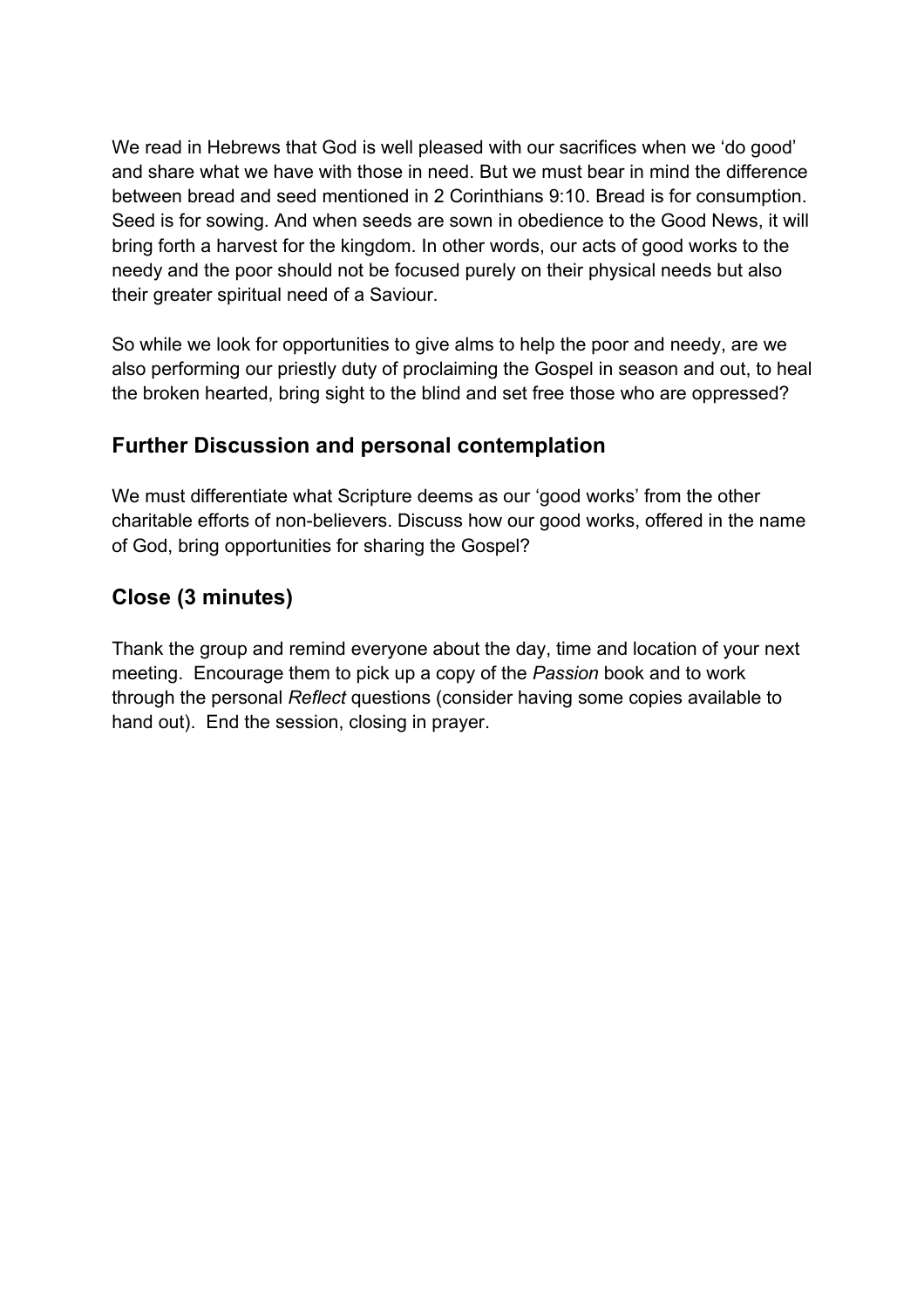We read in Hebrews that God is well pleased with our sacrifices when we 'do good' and share what we have with those in need. But we must bear in mind the difference between bread and seed mentioned in 2 Corinthians 9:10. Bread is for consumption. Seed is for sowing. And when seeds are sown in obedience to the Good News, it will bring forth a harvest for the kingdom. In other words, our acts of good works to the needy and the poor should not be focused purely on their physical needs but also their greater spiritual need of a Saviour.

So while we look for opportunities to give alms to help the poor and needy, are we also performing our priestly duty of proclaiming the Gospel in season and out, to heal the broken hearted, bring sight to the blind and set free those who are oppressed?

## Further Discussion and personal contemplation

We must differentiate what Scripture deems as our 'good works' from the other charitable efforts of non-believers. Discuss how our good works, offered in the name of God, bring opportunities for sharing the Gospel?

## Close (3 minutes)

Thank the group and remind everyone about the day, time and location of your next meeting. Encourage them to pick up a copy of the *Passion* book and to work through the personal *Reflect* questions (consider having some copies available to hand out). End the session, closing in prayer.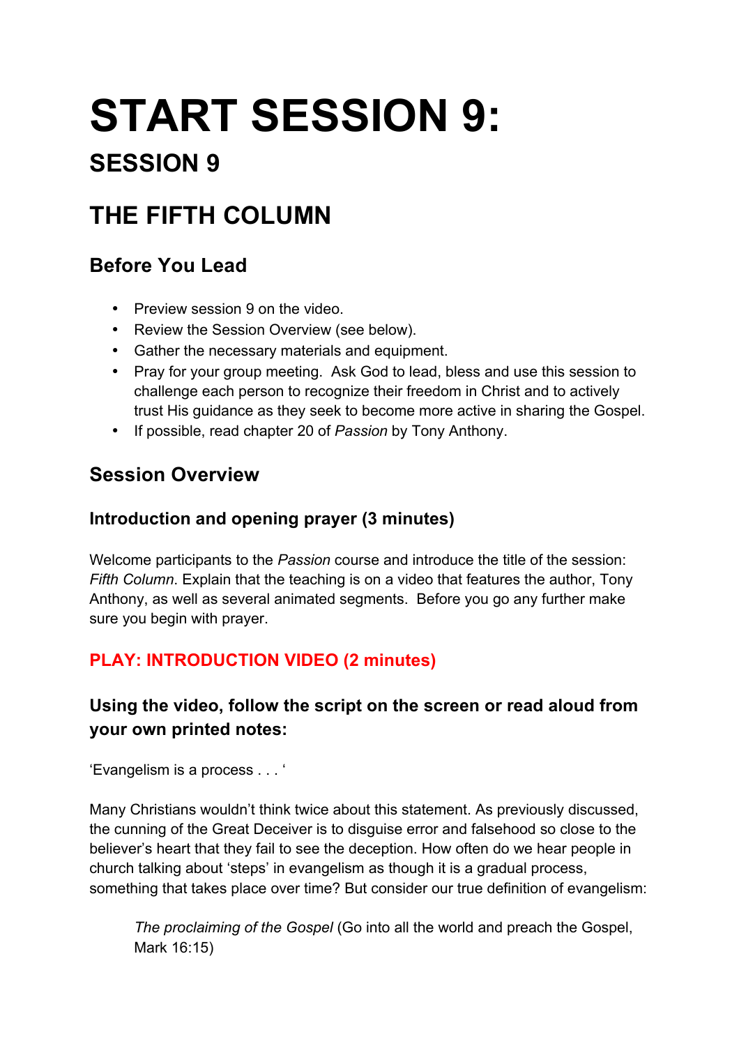# START SESSION 9:

## SESSION 9

## THE FIFTH COLUMN

### Before You Lead

- Preview session 9 on the video.
- Review the Session Overview (see below).
- Gather the necessary materials and equipment.
- Pray for your group meeting. Ask God to lead, bless and use this session to challenge each person to recognize their freedom in Christ and to actively trust His guidance as they seek to become more active in sharing the Gospel.
- If possible, read chapter 20 of *Passion* by Tony Anthony.

### Session Overview

#### Introduction and opening prayer (3 minutes)

Welcome participants to the *Passion* course and introduce the title of the session: *Fifth Column*. Explain that the teaching is on a video that features the author, Tony Anthony, as well as several animated segments. Before you go any further make sure you begin with prayer.

#### PLAY: INTRODUCTION VIDEO (2 minutes)

#### Using the video, follow the script on the screen or read aloud from your own printed notes:

'Evangelism is a process . . . '

Many Christians wouldn't think twice about this statement. As previously discussed, the cunning of the Great Deceiver is to disguise error and falsehood so close to the believer's heart that they fail to see the deception. How often do we hear people in church talking about 'steps' in evangelism as though it is a gradual process, something that takes place over time? But consider our true definition of evangelism:

> *The proclaiming of the Gospel* (Go into all the world and preach the Gospel, Mark 16:15)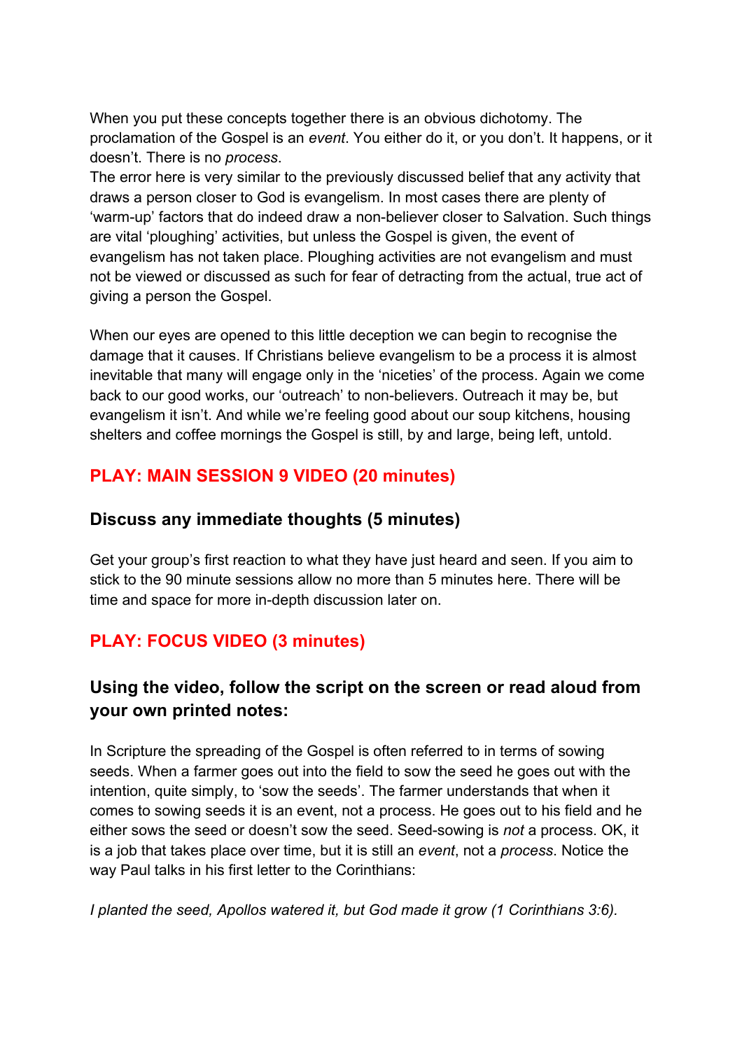When you put these concepts together there is an obvious dichotomy. The proclamation of the Gospel is an *event*. You either do it, or you don't. It happens, or it doesn't. There is no *process*.
The error here is very similar to the previously discussed belief that any activity that draws a person closer to God is evangelism. In most cases there are plenty of 'warm-up' factors that do indeed draw a non-believer closer to Salvation. Such things are vital 'ploughing' activities, but unless the Gospel is given, the event of evangelism has not taken place. Ploughing activities are not evangelism and must not be viewed or discussed as such for fear of detracting from the actual, true act of giving a person the Gospel.

When our eyes are opened to this little deception we can begin to recognise the damage that it causes. If Christians believe evangelism to be a process it is almost inevitable that many will engage only in the 'niceties' of the process. Again we come back to our good works, our 'outreach' to non-believers. Outreach it may be, but evangelism it isn't. And while we're feeling good about our soup kitchens, housing shelters and coffee mornings the Gospel is still, by and large, being left, untold.

### PLAY: MAIN SESSION 9 VIDEO (20 minutes)

### Discuss any immediate thoughts (5 minutes)

Get your group's first reaction to what they have just heard and seen. If you aim to stick to the 90 minute sessions allow no more than 5 minutes here. There will be time and space for more in-depth discussion later on.

### PLAY: FOCUS VIDEO (3 minutes)

### Using the video, follow the script on the screen or read aloud from your own printed notes:

In Scripture the spreading of the Gospel is often referred to in terms of sowing seeds. When a farmer goes out into the field to sow the seed he goes out with the intention, quite simply, to 'sow the seeds'. The farmer understands that when it comes to sowing seeds it is an event, not a process. He goes out to his field and he either sows the seed or doesn't sow the seed. Seed-sowing is *not* a process. OK, it is a job that takes place over time, but it is still an *event*, not a *process*. Notice the way Paul talks in his first letter to the Corinthians:

*I planted the seed, Apollos watered it, but God made it grow (1 Corinthians 3:6).*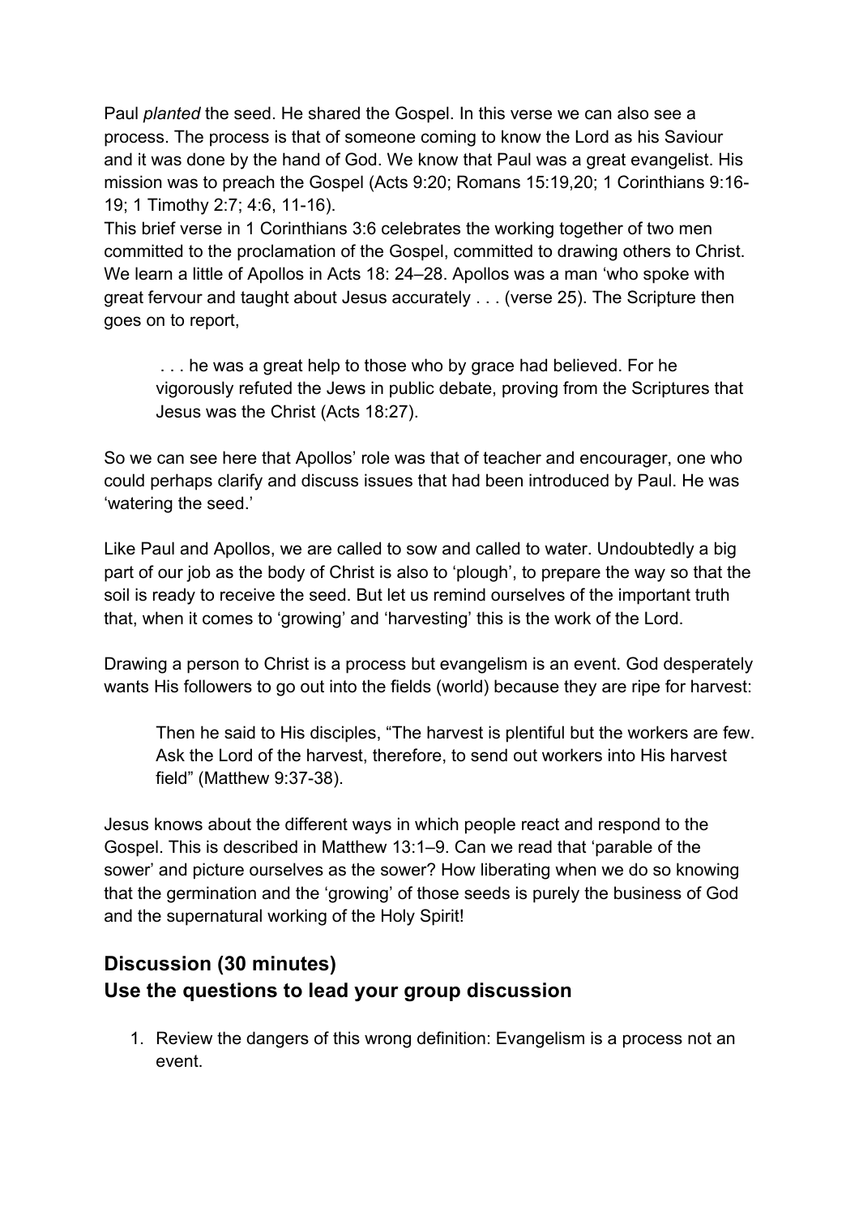Paul *planted* the seed. He shared the Gospel. In this verse we can also see a process. The process is that of someone coming to know the Lord as his Saviour and it was done by the hand of God. We know that Paul was a great evangelist. His mission was to preach the Gospel (Acts 9:20; Romans 15:19,20; 1 Corinthians 9:16-19; 1 Timothy 2:7; 4:6, 11-16).

This brief verse in 1 Corinthians 3:6 celebrates the working together of two men committed to the proclamation of the Gospel, committed to drawing others to Christ. We learn a little of Apollos in Acts 18: 24–28. Apollos was a man 'who spoke with great fervour and taught about Jesus accurately . . . (verse 25). The Scripture then goes on to report,

> . . . he was a great help to those who by grace had believed. For he vigorously refuted the Jews in public debate, proving from the Scriptures that Jesus was the Christ (Acts 18:27).

So we can see here that Apollos' role was that of teacher and encourager, one who could perhaps clarify and discuss issues that had been introduced by Paul. He was 'watering the seed.'

Like Paul and Apollos, we are called to sow and called to water. Undoubtedly a big part of our job as the body of Christ is also to 'plough', to prepare the way so that the soil is ready to receive the seed. But let us remind ourselves of the important truth that, when it comes to 'growing' and 'harvesting' this is the work of the Lord.

Drawing a person to Christ is a process but evangelism is an event. God desperately wants His followers to go out into the fields (world) because they are ripe for harvest:

> Then he said to His disciples, "The harvest is plentiful but the workers are few. Ask the Lord of the harvest, therefore, to send out workers into His harvest field" (Matthew 9:37-38).

Jesus knows about the different ways in which people react and respond to the Gospel. This is described in Matthew 13:1–9. Can we read that 'parable of the sower' and picture ourselves as the sower? How liberating when we do so knowing that the germination and the 'growing' of those seeds is purely the business of God and the supernatural working of the Holy Spirit!

## Discussion (30 minutes)
## Use the questions to lead your group discussion

1. Review the dangers of this wrong definition: Evangelism is a process not an event.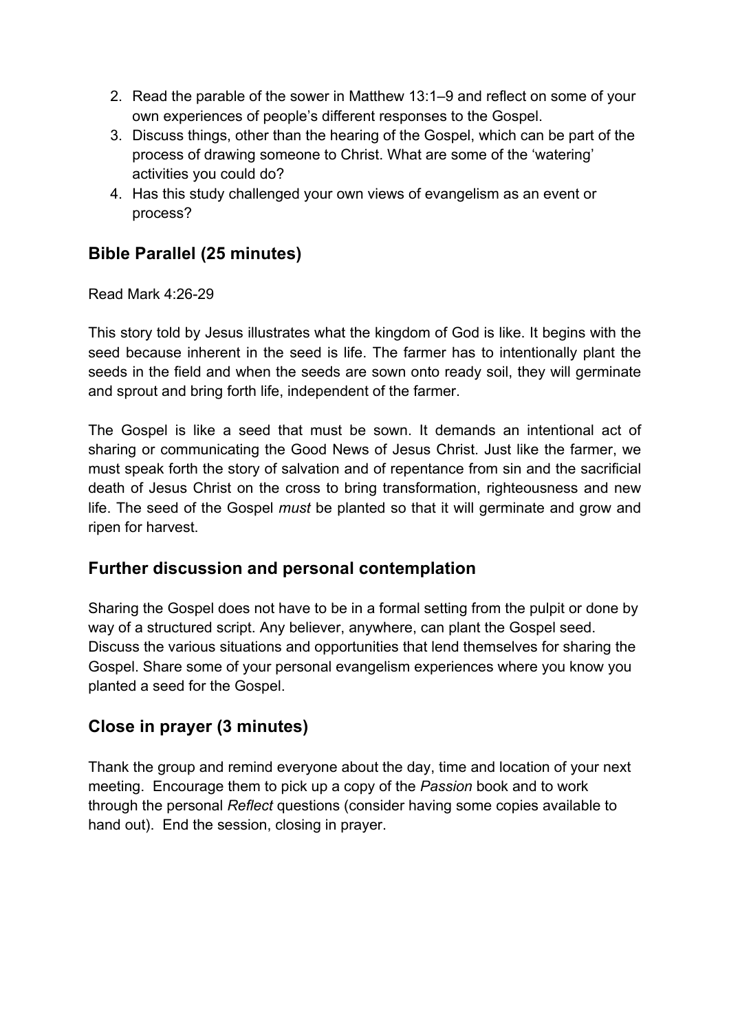2. Read the parable of the sower in Matthew 13:1–9 and reflect on some of your own experiences of people's different responses to the Gospel.
3. Discuss things, other than the hearing of the Gospel, which can be part of the process of drawing someone to Christ. What are some of the 'watering' activities you could do?
4. Has this study challenged your own views of evangelism as an event or process?

## Bible Parallel (25 minutes)

Read Mark 4:26-29

This story told by Jesus illustrates what the kingdom of God is like. It begins with the seed because inherent in the seed is life. The farmer has to intentionally plant the seeds in the field and when the seeds are sown onto ready soil, they will germinate and sprout and bring forth life, independent of the farmer.

The Gospel is like a seed that must be sown. It demands an intentional act of sharing or communicating the Good News of Jesus Christ. Just like the farmer, we must speak forth the story of salvation and of repentance from sin and the sacrificial death of Jesus Christ on the cross to bring transformation, righteousness and new life. The seed of the Gospel *must* be planted so that it will germinate and grow and ripen for harvest.

## Further discussion and personal contemplation

Sharing the Gospel does not have to be in a formal setting from the pulpit or done by way of a structured script. Any believer, anywhere, can plant the Gospel seed. Discuss the various situations and opportunities that lend themselves for sharing the Gospel. Share some of your personal evangelism experiences where you know you planted a seed for the Gospel.

## Close in prayer (3 minutes)

Thank the group and remind everyone about the day, time and location of your next meeting. Encourage them to pick up a copy of the *Passion* book and to work through the personal *Reflect* questions (consider having some copies available to hand out). End the session, closing in prayer.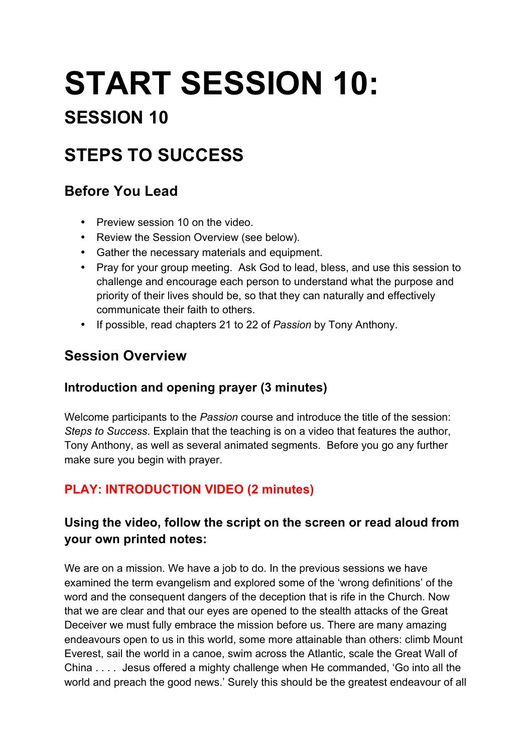# START SESSION 10:

## SESSION 10

## STEPS TO SUCCESS

### Before You Lead

- Preview session 10 on the video.
- Review the Session Overview (see below).
- Gather the necessary materials and equipment.
- Pray for your group meeting. Ask God to lead, bless, and use this session to challenge and encourage each person to understand what the purpose and priority of their lives should be, so that they can naturally and effectively communicate their faith to others.
- If possible, read chapters 21 to 22 of *Passion* by Tony Anthony.

### Session Overview

#### Introduction and opening prayer (3 minutes)

Welcome participants to the *Passion* course and introduce the title of the session: *Steps to Success*. Explain that the teaching is on a video that features the author, Tony Anthony, as well as several animated segments. Before you go any further make sure you begin with prayer.

#### PLAY: INTRODUCTION VIDEO (2 minutes)

#### Using the video, follow the script on the screen or read aloud from your own printed notes:

We are on a mission. We have a job to do. In the previous sessions we have examined the term evangelism and explored some of the 'wrong definitions' of the word and the consequent dangers of the deception that is rife in the Church. Now that we are clear and that our eyes are opened to the stealth attacks of the Great Deceiver we must fully embrace the mission before us. There are many amazing endeavours open to us in this world, some more attainable than others: climb Mount Everest, sail the world in a canoe, swim across the Atlantic, scale the Great Wall of China . . . . Jesus offered a mighty challenge when He commanded, 'Go into all the world and preach the good news.' Surely this should be the greatest endeavour of all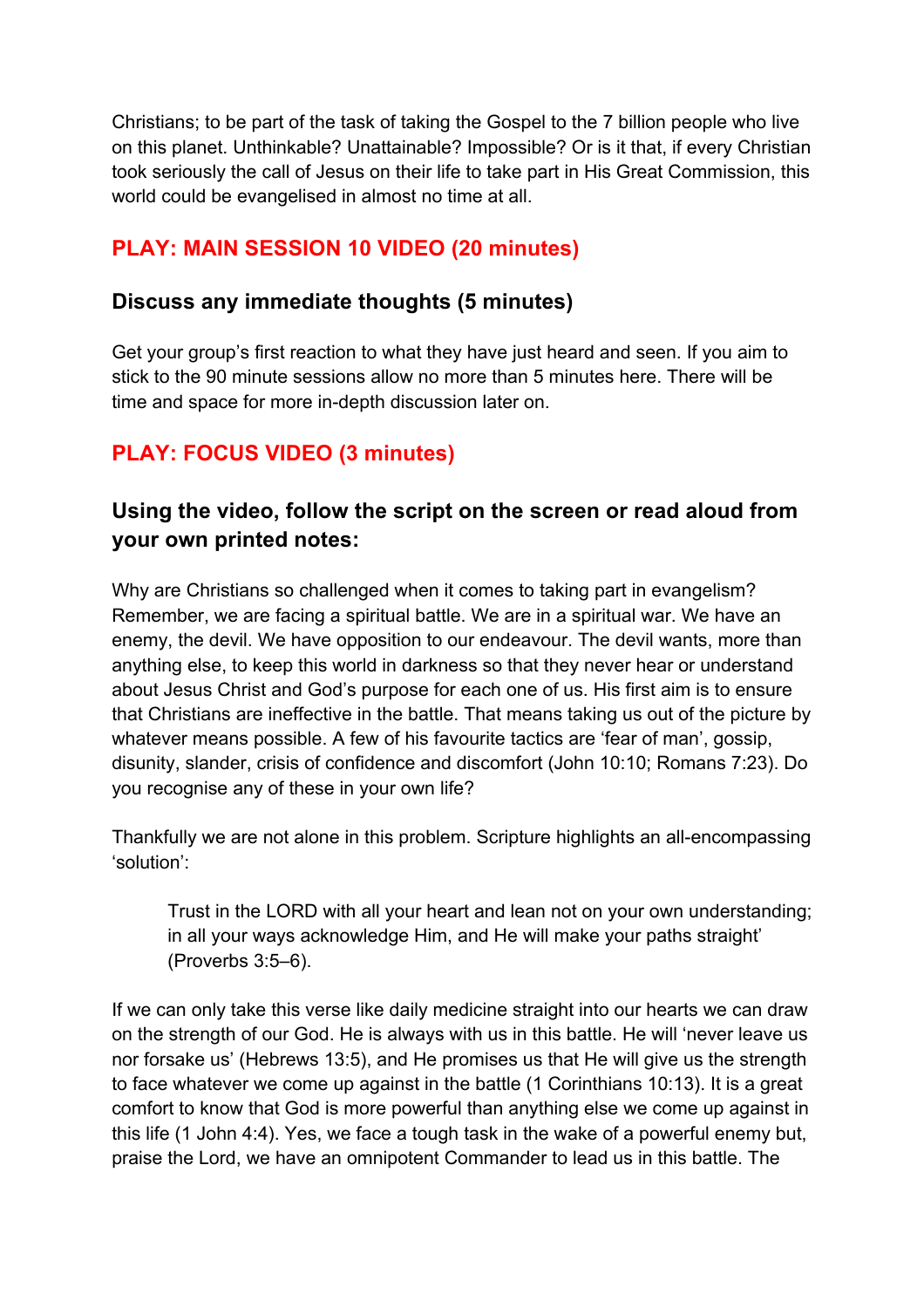Christians; to be part of the task of taking the Gospel to the 7 billion people who live on this planet. Unthinkable? Unattainable? Impossible? Or is it that, if every Christian took seriously the call of Jesus on their life to take part in His Great Commission, this world could be evangelised in almost no time at all.

### PLAY: MAIN SESSION 10 VIDEO (20 minutes)

### Discuss any immediate thoughts (5 minutes)

Get your group's first reaction to what they have just heard and seen. If you aim to stick to the 90 minute sessions allow no more than 5 minutes here. There will be time and space for more in-depth discussion later on.

### PLAY: FOCUS VIDEO (3 minutes)

### Using the video, follow the script on the screen or read aloud from your own printed notes:

Why are Christians so challenged when it comes to taking part in evangelism? Remember, we are facing a spiritual battle. We are in a spiritual war. We have an enemy, the devil. We have opposition to our endeavour. The devil wants, more than anything else, to keep this world in darkness so that they never hear or understand about Jesus Christ and God's purpose for each one of us. His first aim is to ensure that Christians are ineffective in the battle. That means taking us out of the picture by whatever means possible. A few of his favourite tactics are 'fear of man', gossip, disunity, slander, crisis of confidence and discomfort (John 10:10; Romans 7:23). Do you recognise any of these in your own life?

Thankfully we are not alone in this problem. Scripture highlights an all-encompassing 'solution':

> Trust in the LORD with all your heart and lean not on your own understanding; in all your ways acknowledge Him, and He will make your paths straight' (Proverbs 3:5–6).

If we can only take this verse like daily medicine straight into our hearts we can draw on the strength of our God. He is always with us in this battle. He will 'never leave us nor forsake us' (Hebrews 13:5), and He promises us that He will give us the strength to face whatever we come up against in the battle (1 Corinthians 10:13). It is a great comfort to know that God is more powerful than anything else we come up against in this life (1 John 4:4). Yes, we face a tough task in the wake of a powerful enemy but, praise the Lord, we have an omnipotent Commander to lead us in this battle. The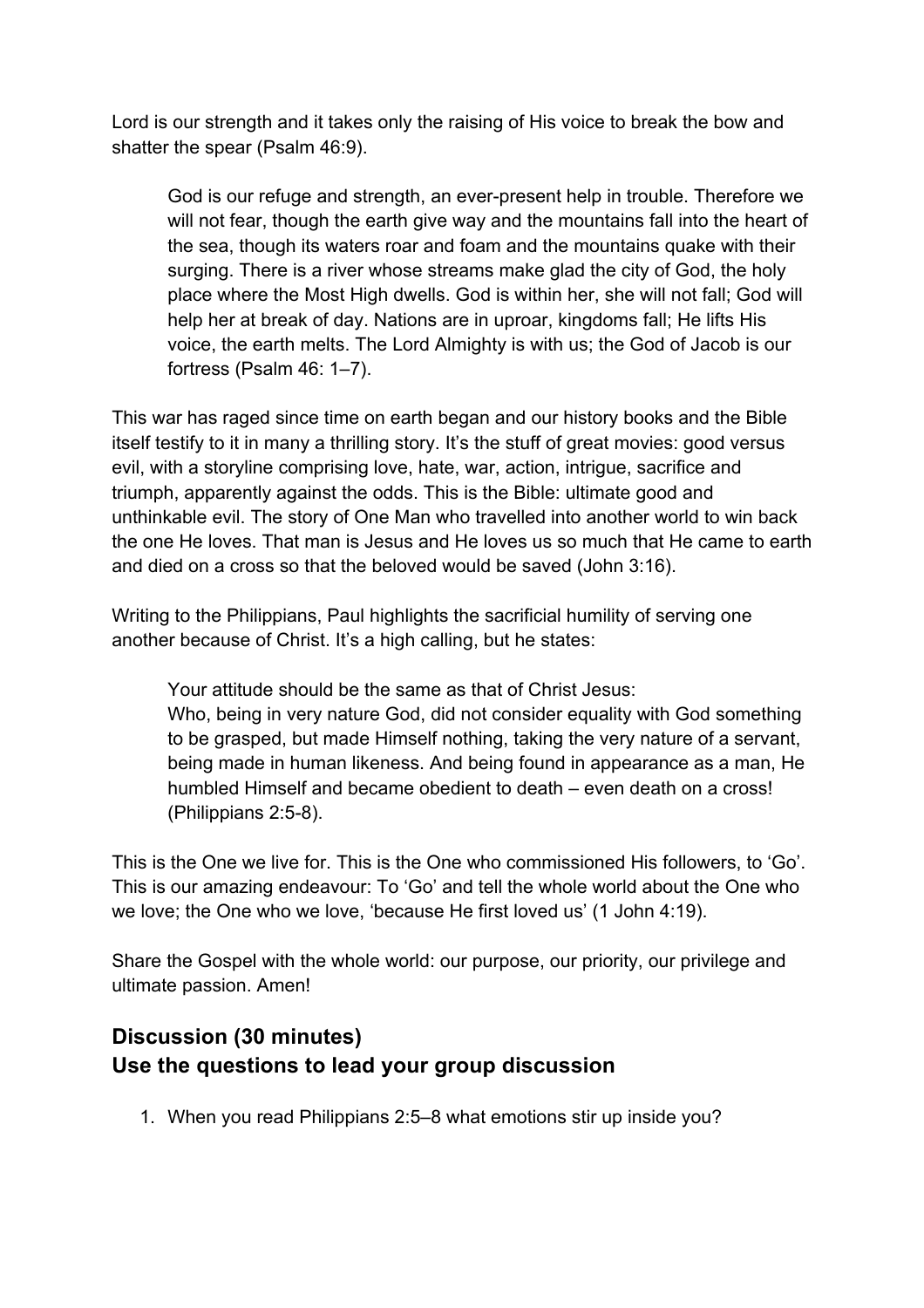Lord is our strength and it takes only the raising of His voice to break the bow and shatter the spear (Psalm 46:9).

> God is our refuge and strength, an ever-present help in trouble. Therefore we will not fear, though the earth give way and the mountains fall into the heart of the sea, though its waters roar and foam and the mountains quake with their surging. There is a river whose streams make glad the city of God, the holy place where the Most High dwells. God is within her, she will not fall; God will help her at break of day. Nations are in uproar, kingdoms fall; He lifts His voice, the earth melts. The Lord Almighty is with us; the God of Jacob is our fortress (Psalm 46: 1–7).

This war has raged since time on earth began and our history books and the Bible itself testify to it in many a thrilling story. It's the stuff of great movies: good versus evil, with a storyline comprising love, hate, war, action, intrigue, sacrifice and triumph, apparently against the odds. This is the Bible: ultimate good and unthinkable evil. The story of One Man who travelled into another world to win back the one He loves. That man is Jesus and He loves us so much that He came to earth and died on a cross so that the beloved would be saved (John 3:16).

Writing to the Philippians, Paul highlights the sacrificial humility of serving one another because of Christ. It's a high calling, but he states:

> Your attitude should be the same as that of Christ Jesus:
> Who, being in very nature God, did not consider equality with God something to be grasped, but made Himself nothing, taking the very nature of a servant, being made in human likeness. And being found in appearance as a man, He humbled Himself and became obedient to death – even death on a cross! (Philippians 2:5-8).

This is the One we live for. This is the One who commissioned His followers, to 'Go'. This is our amazing endeavour: To 'Go' and tell the whole world about the One who we love; the One who we love, 'because He first loved us' (1 John 4:19).

Share the Gospel with the whole world: our purpose, our priority, our privilege and ultimate passion. Amen!

## Discussion (30 minutes)
## Use the questions to lead your group discussion

1. When you read Philippians 2:5–8 what emotions stir up inside you?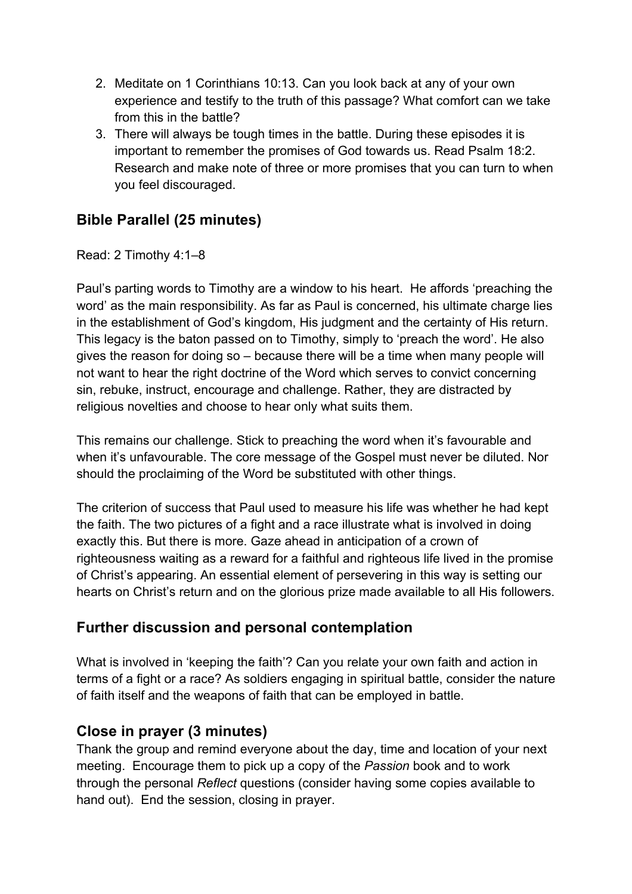2. Meditate on 1 Corinthians 10:13. Can you look back at any of your own experience and testify to the truth of this passage? What comfort can we take from this in the battle?
3. There will always be tough times in the battle. During these episodes it is important to remember the promises of God towards us. Read Psalm 18:2. Research and make note of three or more promises that you can turn to when you feel discouraged.

## Bible Parallel (25 minutes)

Read: 2 Timothy 4:1–8

Paul's parting words to Timothy are a window to his heart. He affords 'preaching the word' as the main responsibility. As far as Paul is concerned, his ultimate charge lies in the establishment of God's kingdom, His judgment and the certainty of His return. This legacy is the baton passed on to Timothy, simply to 'preach the word'. He also gives the reason for doing so – because there will be a time when many people will not want to hear the right doctrine of the Word which serves to convict concerning sin, rebuke, instruct, encourage and challenge. Rather, they are distracted by religious novelties and choose to hear only what suits them.

This remains our challenge. Stick to preaching the word when it's favourable and when it's unfavourable. The core message of the Gospel must never be diluted. Nor should the proclaiming of the Word be substituted with other things.

The criterion of success that Paul used to measure his life was whether he had kept the faith. The two pictures of a fight and a race illustrate what is involved in doing exactly this. But there is more. Gaze ahead in anticipation of a crown of righteousness waiting as a reward for a faithful and righteous life lived in the promise of Christ's appearing. An essential element of persevering in this way is setting our hearts on Christ's return and on the glorious prize made available to all His followers.

## Further discussion and personal contemplation

What is involved in 'keeping the faith'? Can you relate your own faith and action in terms of a fight or a race? As soldiers engaging in spiritual battle, consider the nature of faith itself and the weapons of faith that can be employed in battle.

## Close in prayer (3 minutes)

Thank the group and remind everyone about the day, time and location of your next meeting. Encourage them to pick up a copy of the *Passion* book and to work through the personal *Reflect* questions (consider having some copies available to hand out). End the session, closing in prayer.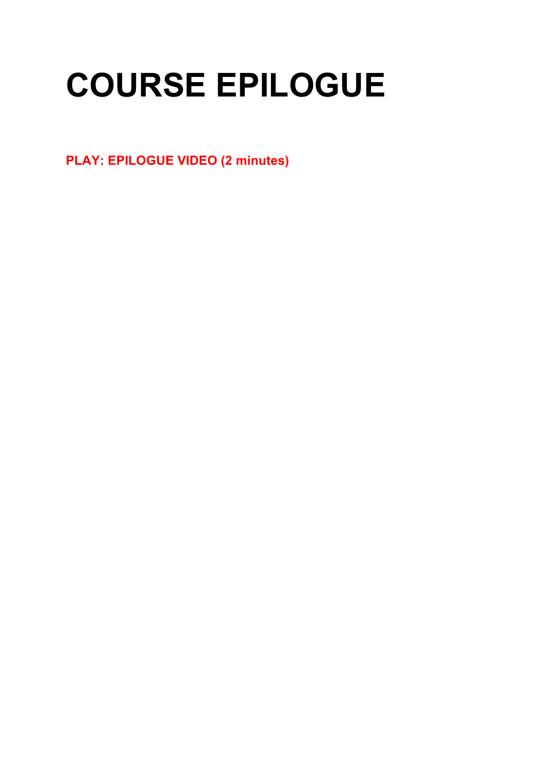# COURSE EPILOGUE

**PLAY: EPILOGUE VIDEO (2 minutes)**